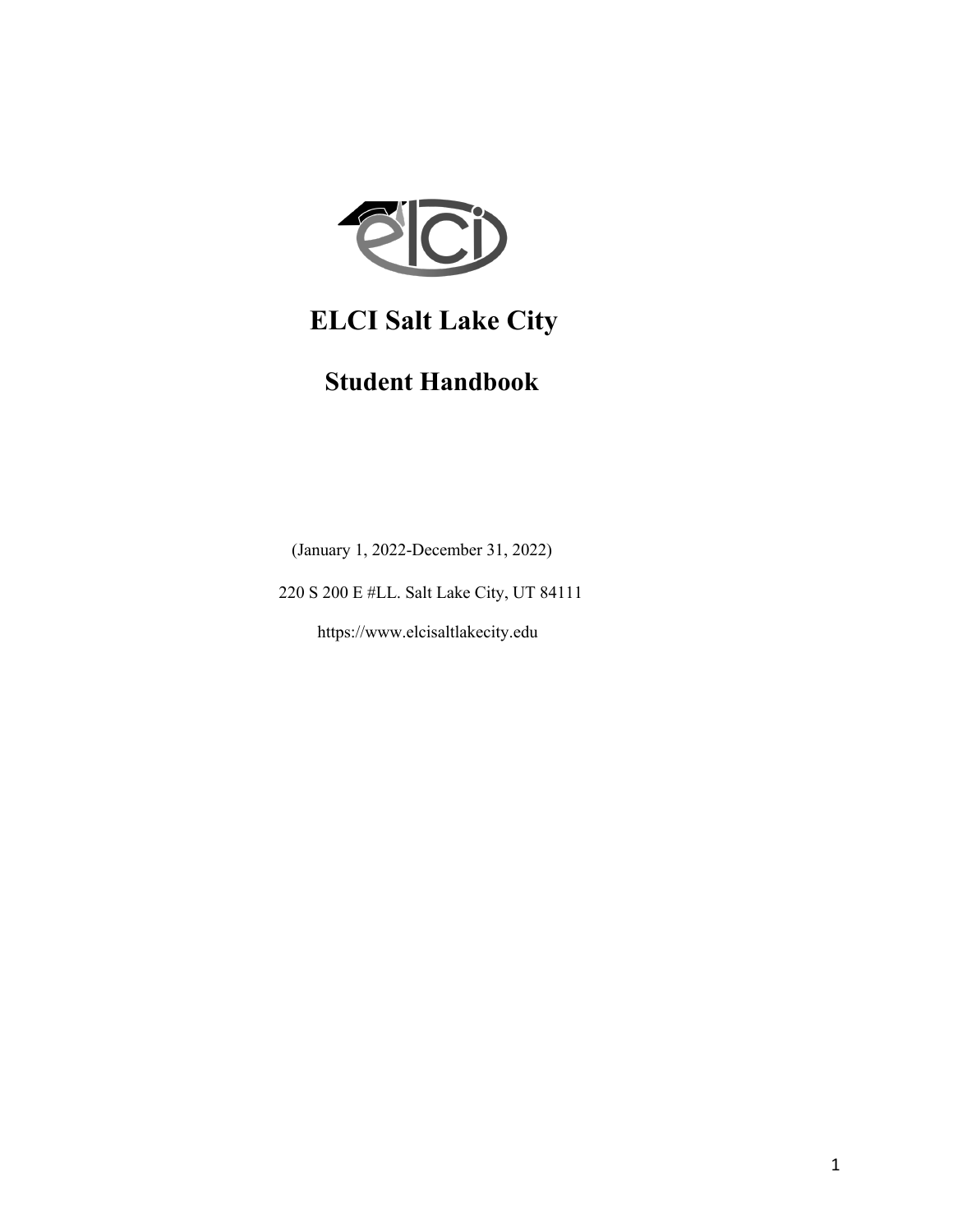# ELCI Salt Lake City

## Student Handbook

(January 1, 2022-December 31, 2022)

220 S 200 E #LL. Salt Lake City, UT 84111

https://www.elcisaltlakecity.edu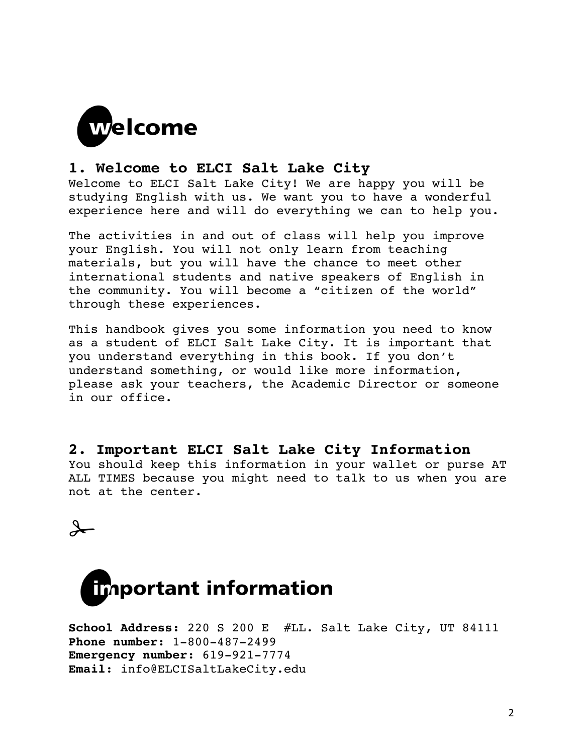# welcome

## 1. Welcome to ELCI Salt Lake City

Welcome to ELCI Salt Lake City! We are happy you will be studying English with us. We want you to have a wonderful experience here and will do everything we can to help you.

The activities in and out of class will help you improve your English. You will not only learn from teaching materials, but you will have the chance to meet other international students and native speakers of English in the community. You will become a "citizen of the world" through these experiences.

This handbook gives you some information you need to know as a student of ELCI Salt Lake City. It is important that you understand everything in this book. If you don't understand something, or would like more information, please ask your teachers, the Academic Director or someone in our office.

## 2. Important ELCI Salt Lake City Information

You should keep this information in your wallet or purse AT ALL TIMES because you might need to talk to us when you are not at the center.

✂

# important information

**School Address:** 220 S 200 E #LL. Salt Lake City, UT 84111
**Phone number:** 1-800-487-2499
**Emergency number:** 619-921-7774
**Email:** info@ELCISaltLakeCity.edu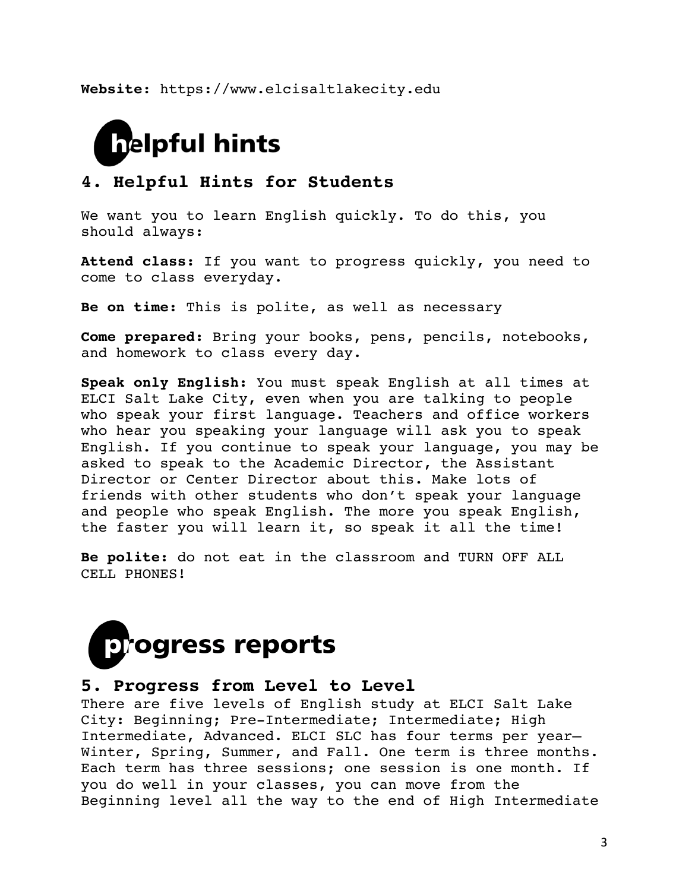**Website:** https://www.elcisaltlakecity.edu

helpful hints

## 4. Helpful Hints for Students

We want you to learn English quickly. To do this, you should always:

**Attend class:** If you want to progress quickly, you need to come to class everyday.

**Be on time:** This is polite, as well as necessary

**Come prepared:** Bring your books, pens, pencils, notebooks, and homework to class every day.

**Speak only English:** You must speak English at all times at ELCI Salt Lake City, even when you are talking to people who speak your first language. Teachers and office workers who hear you speaking your language will ask you to speak English. If you continue to speak your language, you may be asked to speak to the Academic Director, the Assistant Director or Center Director about this. Make lots of friends with other students who don't speak your language and people who speak English. The more you speak English, the faster you will learn it, so speak it all the time!

**Be polite:** do not eat in the classroom and TURN OFF ALL CELL PHONES!

progress reports

## 5. Progress from Level to Level

There are five levels of English study at ELCI Salt Lake City: Beginning; Pre-Intermediate; Intermediate; High Intermediate, Advanced. ELCI SLC has four terms per year—Winter, Spring, Summer, and Fall. One term is three months. Each term has three sessions; one session is one month. If you do well in your classes, you can move from the Beginning level all the way to the end of High Intermediate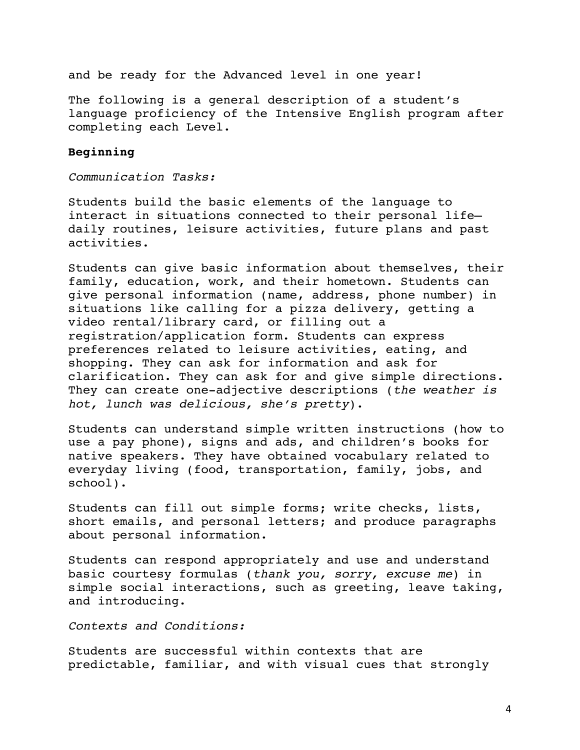and be ready for the Advanced level in one year!

The following is a general description of a student's language proficiency of the Intensive English program after completing each Level.

**Beginning**

*Communication Tasks:*

Students build the basic elements of the language to interact in situations connected to their personal life—daily routines, leisure activities, future plans and past activities.

Students can give basic information about themselves, their family, education, work, and their hometown. Students can give personal information (name, address, phone number) in situations like calling for a pizza delivery, getting a video rental/library card, or filling out a registration/application form. Students can express preferences related to leisure activities, eating, and shopping. They can ask for information and ask for clarification. They can ask for and give simple directions. They can create one-adjective descriptions (*the weather is hot, lunch was delicious, she's pretty*).

Students can understand simple written instructions (how to use a pay phone), signs and ads, and children's books for native speakers. They have obtained vocabulary related to everyday living (food, transportation, family, jobs, and school).

Students can fill out simple forms; write checks, lists, short emails, and personal letters; and produce paragraphs about personal information.

Students can respond appropriately and use and understand basic courtesy formulas (*thank you, sorry, excuse me*) in simple social interactions, such as greeting, leave taking, and introducing.

*Contexts and Conditions:*

Students are successful within contexts that are predictable, familiar, and with visual cues that strongly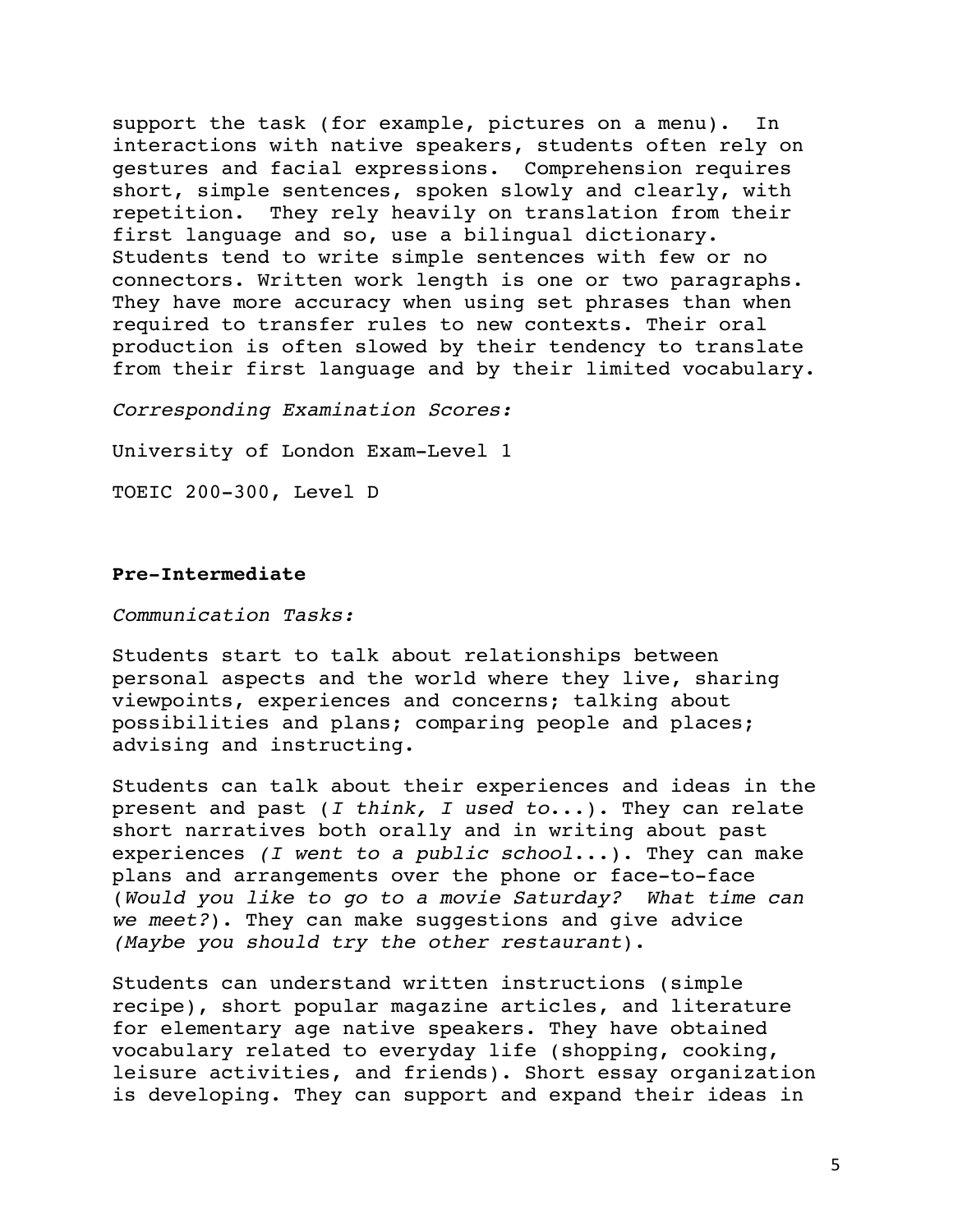support the task (for example, pictures on a menu). In interactions with native speakers, students often rely on gestures and facial expressions. Comprehension requires short, simple sentences, spoken slowly and clearly, with repetition. They rely heavily on translation from their first language and so, use a bilingual dictionary. Students tend to write simple sentences with few or no connectors. Written work length is one or two paragraphs. They have more accuracy when using set phrases than when required to transfer rules to new contexts. Their oral production is often slowed by their tendency to translate from their first language and by their limited vocabulary.

*Corresponding Examination Scores:*

University of London Exam-Level 1

TOEIC 200-300, Level D

**Pre-Intermediate**

*Communication Tasks:*

Students start to talk about relationships between personal aspects and the world where they live, sharing viewpoints, experiences and concerns; talking about possibilities and plans; comparing people and places; advising and instructing.

Students can talk about their experiences and ideas in the present and past (*I think, I used to*...). They can relate short narratives both orally and in writing about past experiences *(I went to a public school*...). They can make plans and arrangements over the phone or face-to-face (*Would you like to go to a movie Saturday? What time can we meet?*). They can make suggestions and give advice *(Maybe you should try the other restaurant*).

Students can understand written instructions (simple recipe), short popular magazine articles, and literature for elementary age native speakers. They have obtained vocabulary related to everyday life (shopping, cooking, leisure activities, and friends). Short essay organization is developing. They can support and expand their ideas in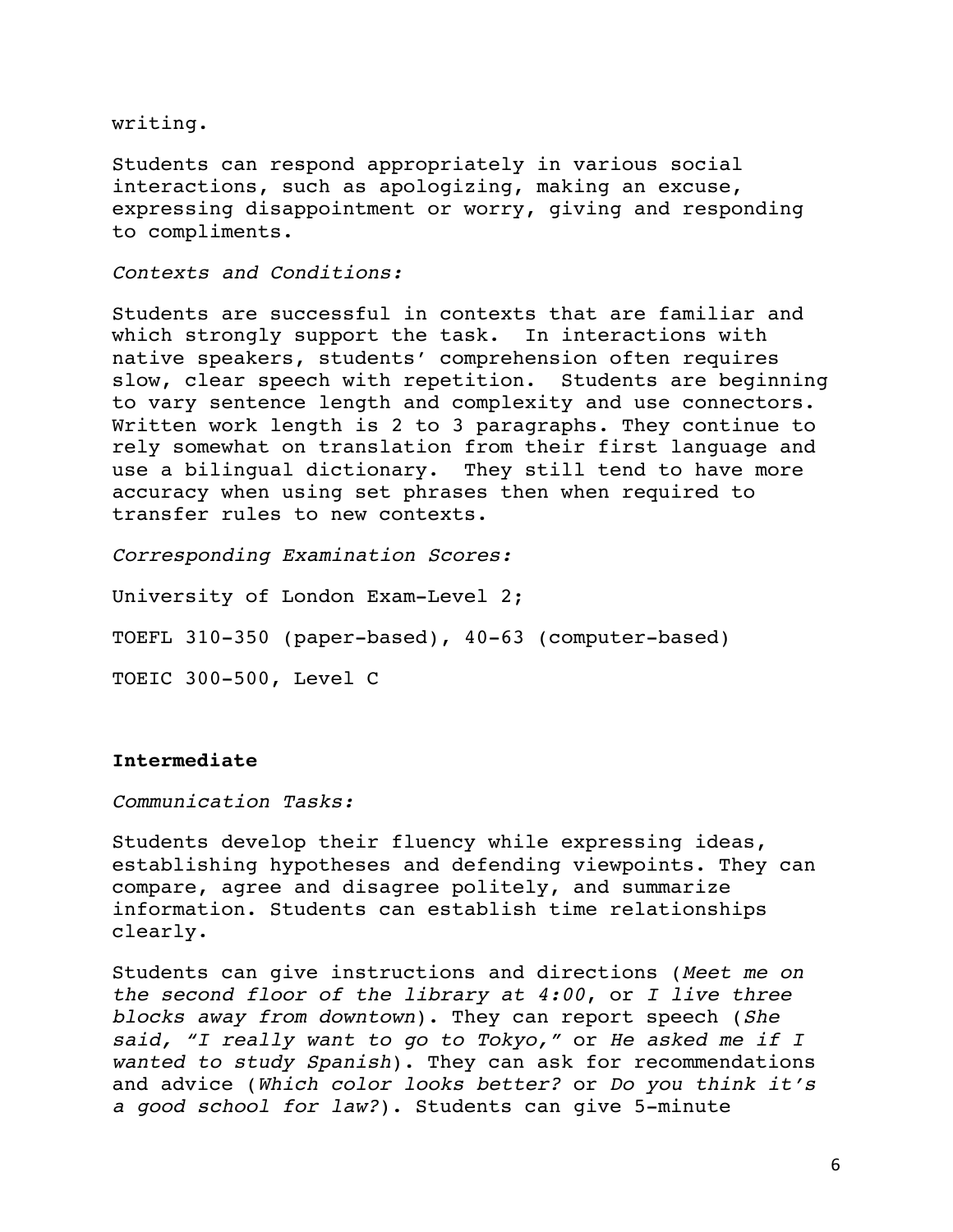writing.

Students can respond appropriately in various social interactions, such as apologizing, making an excuse, expressing disappointment or worry, giving and responding to compliments.

*Contexts and Conditions:*

Students are successful in contexts that are familiar and which strongly support the task. In interactions with native speakers, students' comprehension often requires slow, clear speech with repetition. Students are beginning to vary sentence length and complexity and use connectors. Written work length is 2 to 3 paragraphs. They continue to rely somewhat on translation from their first language and use a bilingual dictionary. They still tend to have more accuracy when using set phrases then when required to transfer rules to new contexts.

*Corresponding Examination Scores:*

University of London Exam-Level 2;

TOEFL 310-350 (paper-based), 40-63 (computer-based)

TOEIC 300-500, Level C

**Intermediate**

*Communication Tasks:*

Students develop their fluency while expressing ideas, establishing hypotheses and defending viewpoints. They can compare, agree and disagree politely, and summarize information. Students can establish time relationships clearly.

Students can give instructions and directions (*Meet me on the second floor of the library at 4:00*, or *I live three blocks away from downtown*). They can report speech (*She said, "I really want to go to Tokyo,"* or *He asked me if I wanted to study Spanish*). They can ask for recommendations and advice (*Which color looks better?* or *Do you think it's a good school for law?*). Students can give 5-minute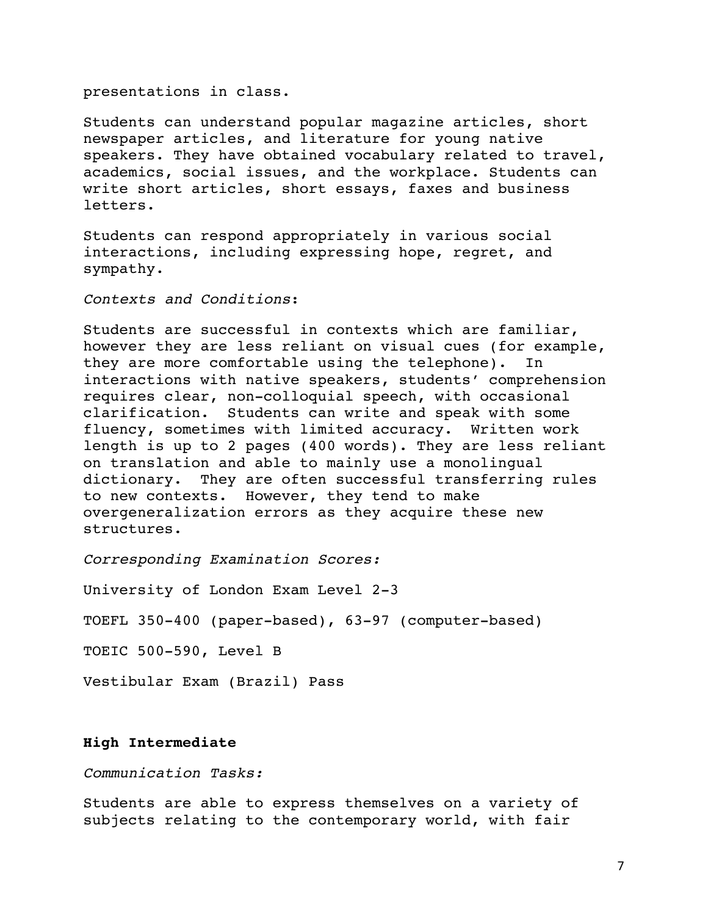presentations in class.

Students can understand popular magazine articles, short newspaper articles, and literature for young native speakers. They have obtained vocabulary related to travel, academics, social issues, and the workplace. Students can write short articles, short essays, faxes and business letters.

Students can respond appropriately in various social interactions, including expressing hope, regret, and sympathy.

*Contexts and Conditions*:

Students are successful in contexts which are familiar, however they are less reliant on visual cues (for example, they are more comfortable using the telephone). In interactions with native speakers, students' comprehension requires clear, non-colloquial speech, with occasional clarification. Students can write and speak with some fluency, sometimes with limited accuracy. Written work length is up to 2 pages (400 words). They are less reliant on translation and able to mainly use a monolingual dictionary. They are often successful transferring rules to new contexts. However, they tend to make overgeneralization errors as they acquire these new structures.

*Corresponding Examination Scores:*

University of London Exam Level 2-3

TOEFL 350-400 (paper-based), 63-97 (computer-based)

TOEIC 500-590, Level B

Vestibular Exam (Brazil) Pass

**High Intermediate**

*Communication Tasks:*

Students are able to express themselves on a variety of subjects relating to the contemporary world, with fair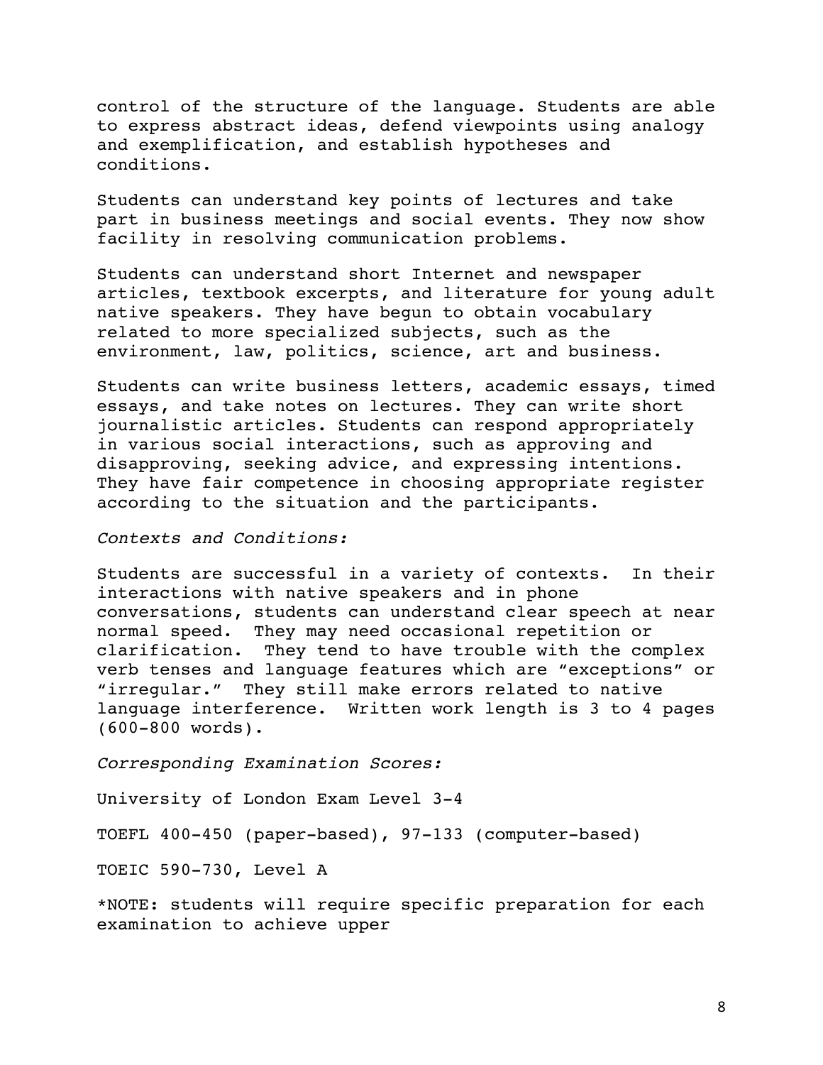control of the structure of the language. Students are able to express abstract ideas, defend viewpoints using analogy and exemplification, and establish hypotheses and conditions.

Students can understand key points of lectures and take part in business meetings and social events. They now show facility in resolving communication problems.

Students can understand short Internet and newspaper articles, textbook excerpts, and literature for young adult native speakers. They have begun to obtain vocabulary related to more specialized subjects, such as the environment, law, politics, science, art and business.

Students can write business letters, academic essays, timed essays, and take notes on lectures. They can write short journalistic articles. Students can respond appropriately in various social interactions, such as approving and disapproving, seeking advice, and expressing intentions. They have fair competence in choosing appropriate register according to the situation and the participants.

*Contexts and Conditions:*

Students are successful in a variety of contexts. In their interactions with native speakers and in phone conversations, students can understand clear speech at near normal speed. They may need occasional repetition or clarification. They tend to have trouble with the complex verb tenses and language features which are "exceptions" or "irregular." They still make errors related to native language interference. Written work length is 3 to 4 pages (600-800 words).

*Corresponding Examination Scores:*

University of London Exam Level 3-4

TOEFL 400-450 (paper-based), 97-133 (computer-based)

TOEIC 590-730, Level A

*NOTE: students will require specific preparation for each examination to achieve upper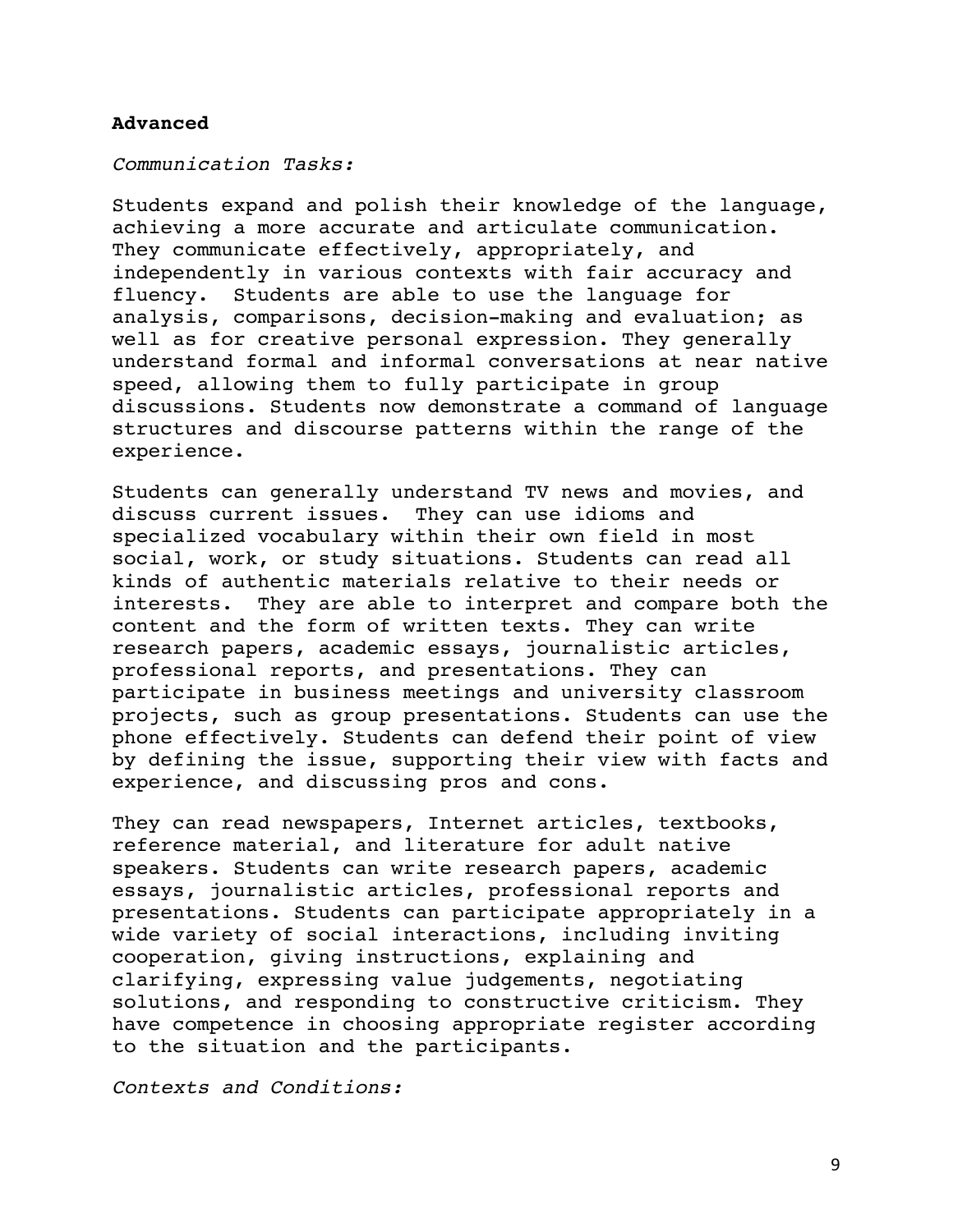**Advanced**

*Communication Tasks:*

Students expand and polish their knowledge of the language, achieving a more accurate and articulate communication. They communicate effectively, appropriately, and independently in various contexts with fair accuracy and fluency. Students are able to use the language for analysis, comparisons, decision-making and evaluation; as well as for creative personal expression. They generally understand formal and informal conversations at near native speed, allowing them to fully participate in group discussions. Students now demonstrate a command of language structures and discourse patterns within the range of the experience.

Students can generally understand TV news and movies, and discuss current issues. They can use idioms and specialized vocabulary within their own field in most social, work, or study situations. Students can read all kinds of authentic materials relative to their needs or interests. They are able to interpret and compare both the content and the form of written texts. They can write research papers, academic essays, journalistic articles, professional reports, and presentations. They can participate in business meetings and university classroom projects, such as group presentations. Students can use the phone effectively. Students can defend their point of view by defining the issue, supporting their view with facts and experience, and discussing pros and cons.

They can read newspapers, Internet articles, textbooks, reference material, and literature for adult native speakers. Students can write research papers, academic essays, journalistic articles, professional reports and presentations. Students can participate appropriately in a wide variety of social interactions, including inviting cooperation, giving instructions, explaining and clarifying, expressing value judgements, negotiating solutions, and responding to constructive criticism. They have competence in choosing appropriate register according to the situation and the participants.

*Contexts and Conditions:*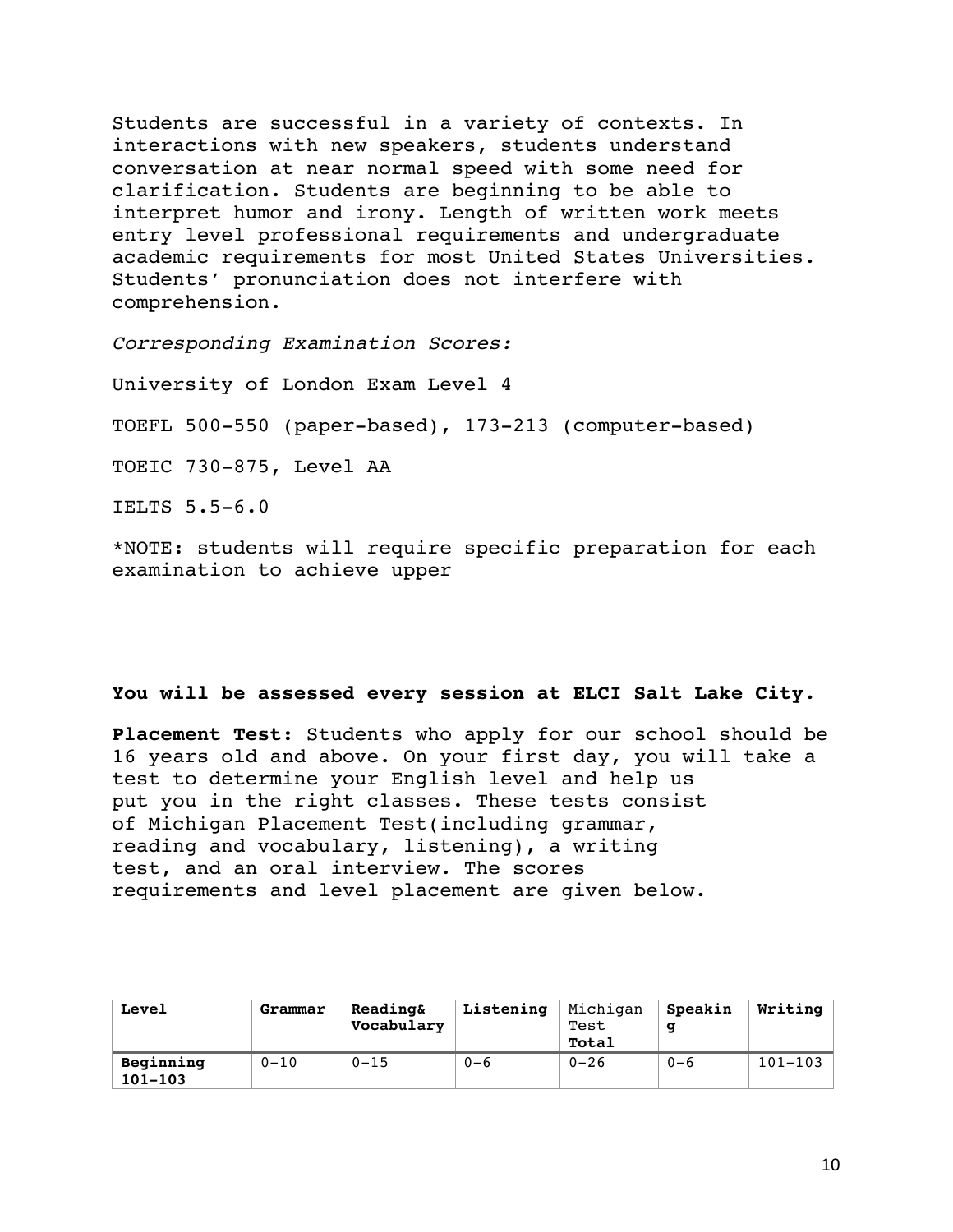Students are successful in a variety of contexts. In interactions with new speakers, students understand conversation at near normal speed with some need for clarification. Students are beginning to be able to interpret humor and irony. Length of written work meets entry level professional requirements and undergraduate academic requirements for most United States Universities. Students' pronunciation does not interfere with comprehension.

*Corresponding Examination Scores:*

University of London Exam Level 4

TOEFL 500-550 (paper-based), 173-213 (computer-based)

TOEIC 730-875, Level AA

IELTS 5.5-6.0

*NOTE: students will require specific preparation for each examination to achieve upper

**You will be assessed every session at ELCI Salt Lake City.**

**Placement Test:** Students who apply for our school should be 16 years old and above. On your first day, you will take a test to determine your English level and help us put you in the right classes. These tests consist of Michigan Placement Test(including grammar, reading and vocabulary, listening), a writing test, and an oral interview. The scores requirements and level placement are given below.

| Level | Grammar | Reading& Vocabulary | Listening | Michigan Test Total | Speaking | Writing |
|---|---|---|---|---|---|---|
| Beginning 101-103 | 0-10 | 0-15 | 0-6 | 0-26 | 0-6 | 101-103 |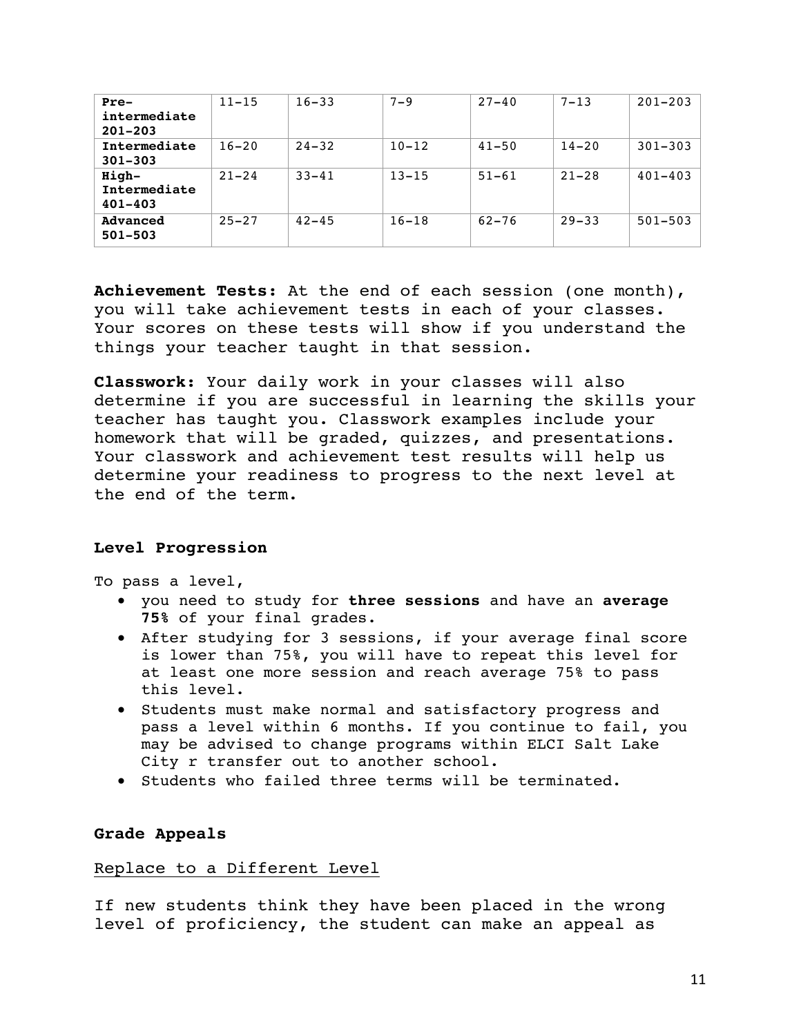| **Pre-intermediate 201-203** | 11-15 | 16-33 | 7-9 | 27-40 | 7-13 | 201-203 |
|---|---|---|---|---|---|---|
| **Intermediate 301-303** | 16-20 | 24-32 | 10-12 | 41-50 | 14-20 | 301-303 |
| **High-Intermediate 401-403** | 21-24 | 33-41 | 13-15 | 51-61 | 21-28 | 401-403 |
| **Advanced 501-503** | 25-27 | 42-45 | 16-18 | 62-76 | 29-33 | 501-503 |

**Achievement Tests:** At the end of each session (one month), you will take achievement tests in each of your classes. Your scores on these tests will show if you understand the things your teacher taught in that session.

**Classwork:** Your daily work in your classes will also determine if you are successful in learning the skills your teacher has taught you. Classwork examples include your homework that will be graded, quizzes, and presentations. Your classwork and achievement test results will help us determine your readiness to progress to the next level at the end of the term.

### Level Progression

To pass a level,

- you need to study for **three sessions** and have an **average 75%** of your final grades.
- After studying for 3 sessions, if your average final score is lower than 75%, you will have to repeat this level for at least one more session and reach average 75% to pass this level.
- Students must make normal and satisfactory progress and pass a level within 6 months. If you continue to fail, you may be advised to change programs within ELCI Salt Lake City r transfer out to another school.
- Students who failed three terms will be terminated.

### Grade Appeals

<u>Replace to a Different Level</u>

If new students think they have been placed in the wrong level of proficiency, the student can make an appeal as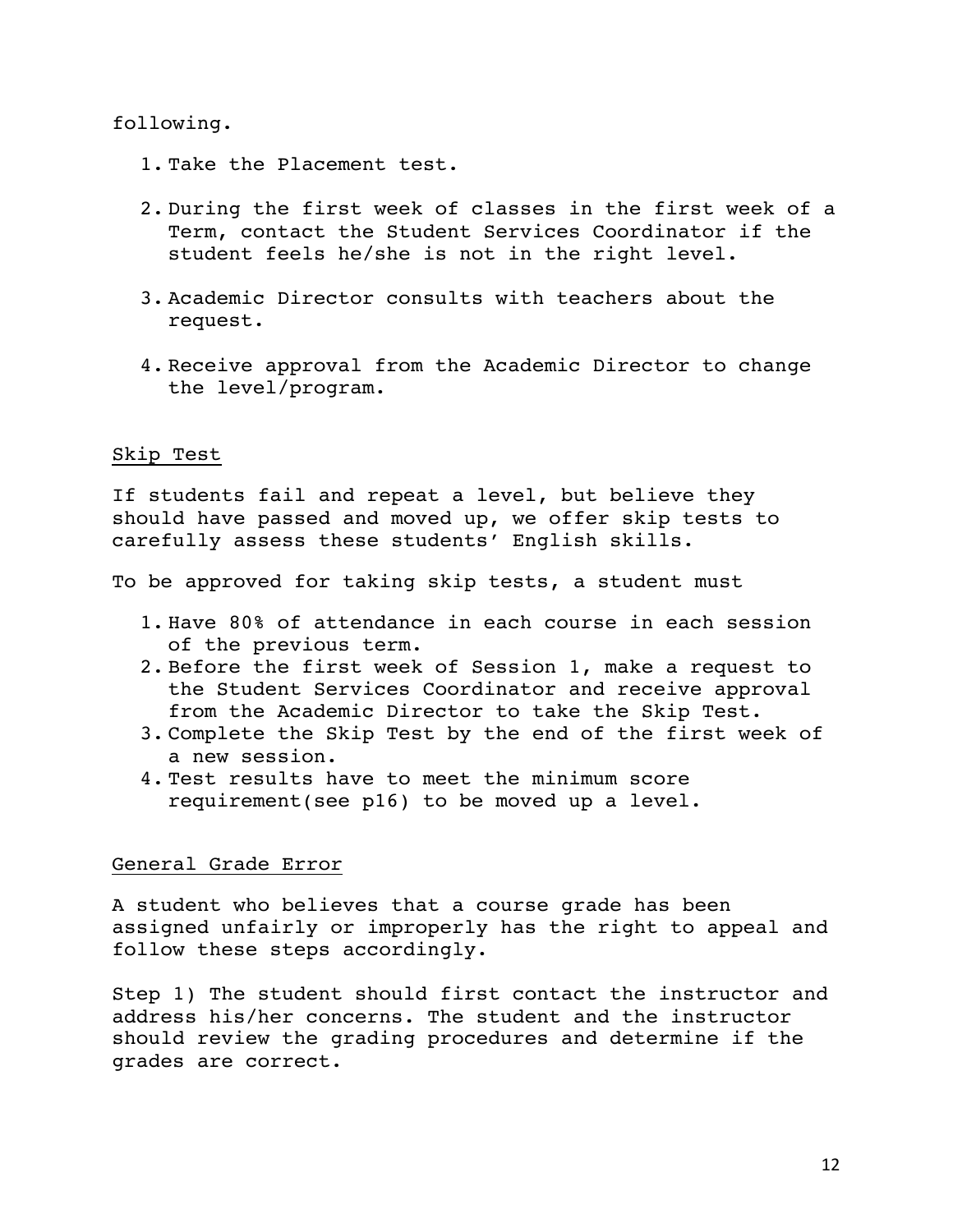following.

1. Take the Placement test.

2. During the first week of classes in the first week of a Term, contact the Student Services Coordinator if the student feels he/she is not in the right level.

3. Academic Director consults with teachers about the request.

4. Receive approval from the Academic Director to change the level/program.

## Skip Test

If students fail and repeat a level, but believe they should have passed and moved up, we offer skip tests to carefully assess these students' English skills.

To be approved for taking skip tests, a student must

1. Have 80% of attendance in each course in each session of the previous term.
2. Before the first week of Session 1, make a request to the Student Services Coordinator and receive approval from the Academic Director to take the Skip Test.
3. Complete the Skip Test by the end of the first week of a new session.
4. Test results have to meet the minimum score requirement(see p16) to be moved up a level.

## General Grade Error

A student who believes that a course grade has been assigned unfairly or improperly has the right to appeal and follow these steps accordingly.

Step 1) The student should first contact the instructor and address his/her concerns. The student and the instructor should review the grading procedures and determine if the grades are correct.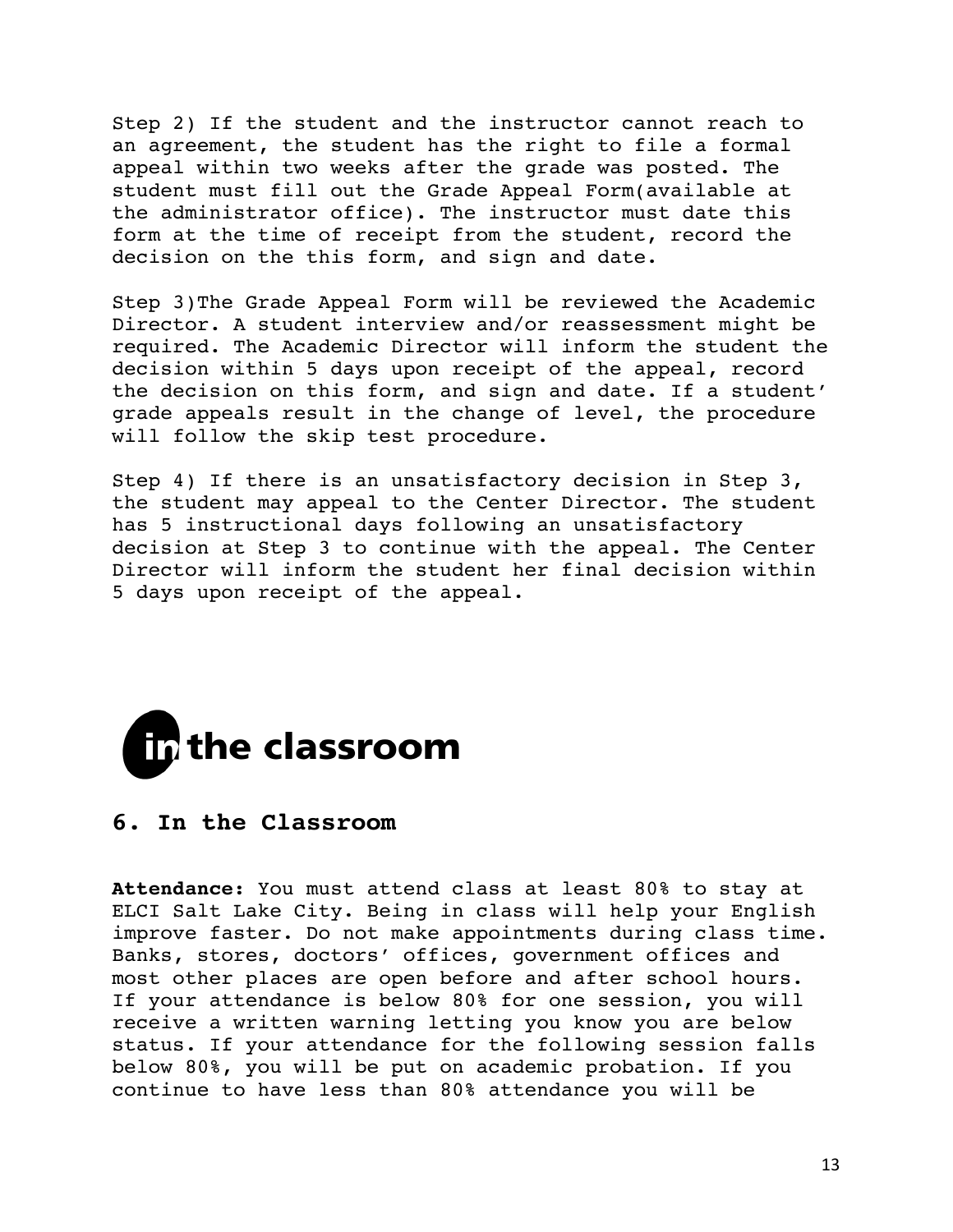Step 2) If the student and the instructor cannot reach to an agreement, the student has the right to file a formal appeal within two weeks after the grade was posted. The student must fill out the Grade Appeal Form(available at the administrator office). The instructor must date this form at the time of receipt from the student, record the decision on the this form, and sign and date.

Step 3)The Grade Appeal Form will be reviewed the Academic Director. A student interview and/or reassessment might be required. The Academic Director will inform the student the decision within 5 days upon receipt of the appeal, record the decision on this form, and sign and date. If a student' grade appeals result in the change of level, the procedure will follow the skip test procedure.

Step 4) If there is an unsatisfactory decision in Step 3, the student may appeal to the Center Director. The student has 5 instructional days following an unsatisfactory decision at Step 3 to continue with the appeal. The Center Director will inform the student her final decision within 5 days upon receipt of the appeal.

# in the classroom

## 6. In the Classroom

**Attendance:** You must attend class at least 80% to stay at ELCI Salt Lake City. Being in class will help your English improve faster. Do not make appointments during class time. Banks, stores, doctors' offices, government offices and most other places are open before and after school hours. If your attendance is below 80% for one session, you will receive a written warning letting you know you are below status. If your attendance for the following session falls below 80%, you will be put on academic probation. If you continue to have less than 80% attendance you will be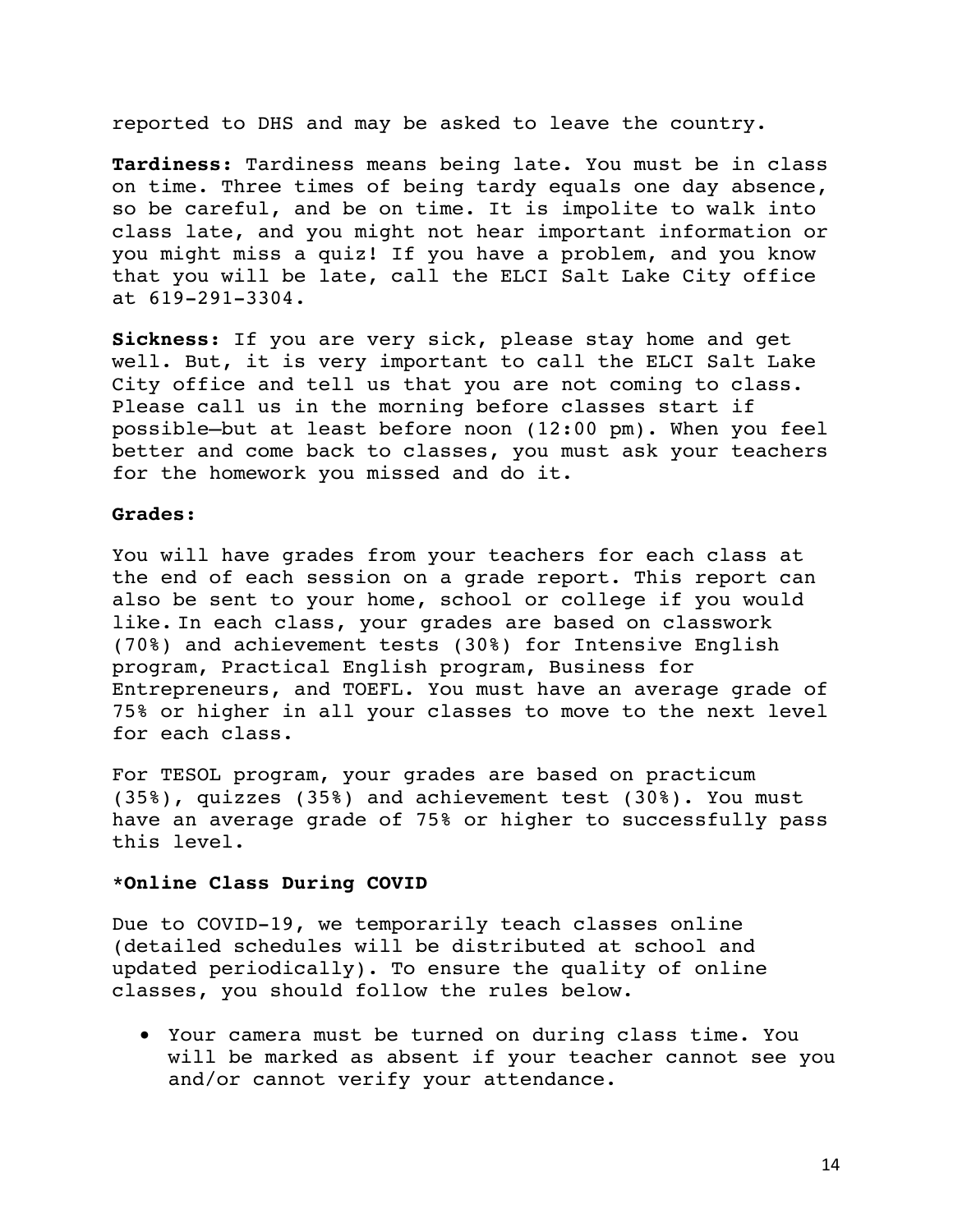reported to DHS and may be asked to leave the country.

**Tardiness:** Tardiness means being late. You must be in class on time. Three times of being tardy equals one day absence, so be careful, and be on time. It is impolite to walk into class late, and you might not hear important information or you might miss a quiz! If you have a problem, and you know that you will be late, call the ELCI Salt Lake City office at 619-291-3304.

**Sickness:** If you are very sick, please stay home and get well. But, it is very important to call the ELCI Salt Lake City office and tell us that you are not coming to class. Please call us in the morning before classes start if possible—but at least before noon (12:00 pm). When you feel better and come back to classes, you must ask your teachers for the homework you missed and do it.

**Grades:**

You will have grades from your teachers for each class at the end of each session on a grade report. This report can also be sent to your home, school or college if you would like. In each class, your grades are based on classwork (70%) and achievement tests (30%) for Intensive English program, Practical English program, Business for Entrepreneurs, and TOEFL. You must have an average grade of 75% or higher in all your classes to move to the next level for each class.

For TESOL program, your grades are based on practicum (35%), quizzes (35%) and achievement test (30%). You must have an average grade of 75% or higher to successfully pass this level.

**\*Online Class During COVID**

Due to COVID-19, we temporarily teach classes online (detailed schedules will be distributed at school and updated periodically). To ensure the quality of online classes, you should follow the rules below.

- Your camera must be turned on during class time. You will be marked as absent if your teacher cannot see you and/or cannot verify your attendance.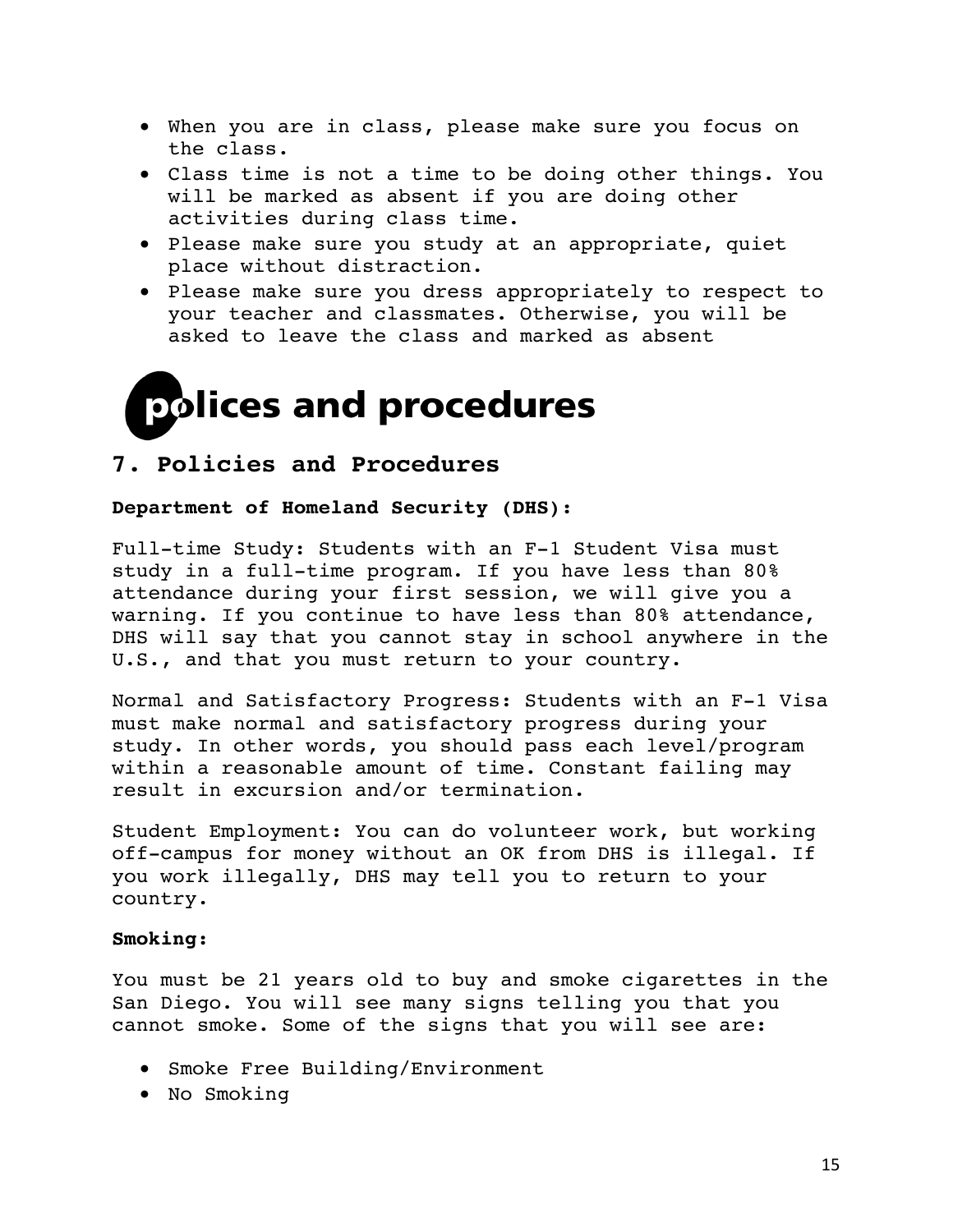- When you are in class, please make sure you focus on the class.
- Class time is not a time to be doing other things. You will be marked as absent if you are doing other activities during class time.
- Please make sure you study at an appropriate, quiet place without distraction.
- Please make sure you dress appropriately to respect to your teacher and classmates. Otherwise, you will be asked to leave the class and marked as absent

# polices and procedures

## 7. Policies and Procedures

**Department of Homeland Security (DHS):**

Full-time Study: Students with an F-1 Student Visa must study in a full-time program. If you have less than 80% attendance during your first session, we will give you a warning. If you continue to have less than 80% attendance, DHS will say that you cannot stay in school anywhere in the U.S., and that you must return to your country.

Normal and Satisfactory Progress: Students with an F-1 Visa must make normal and satisfactory progress during your study. In other words, you should pass each level/program within a reasonable amount of time. Constant failing may result in excursion and/or termination.

Student Employment: You can do volunteer work, but working off-campus for money without an OK from DHS is illegal. If you work illegally, DHS may tell you to return to your country.

**Smoking:**

You must be 21 years old to buy and smoke cigarettes in the San Diego. You will see many signs telling you that you cannot smoke. Some of the signs that you will see are:

- Smoke Free Building/Environment
- No Smoking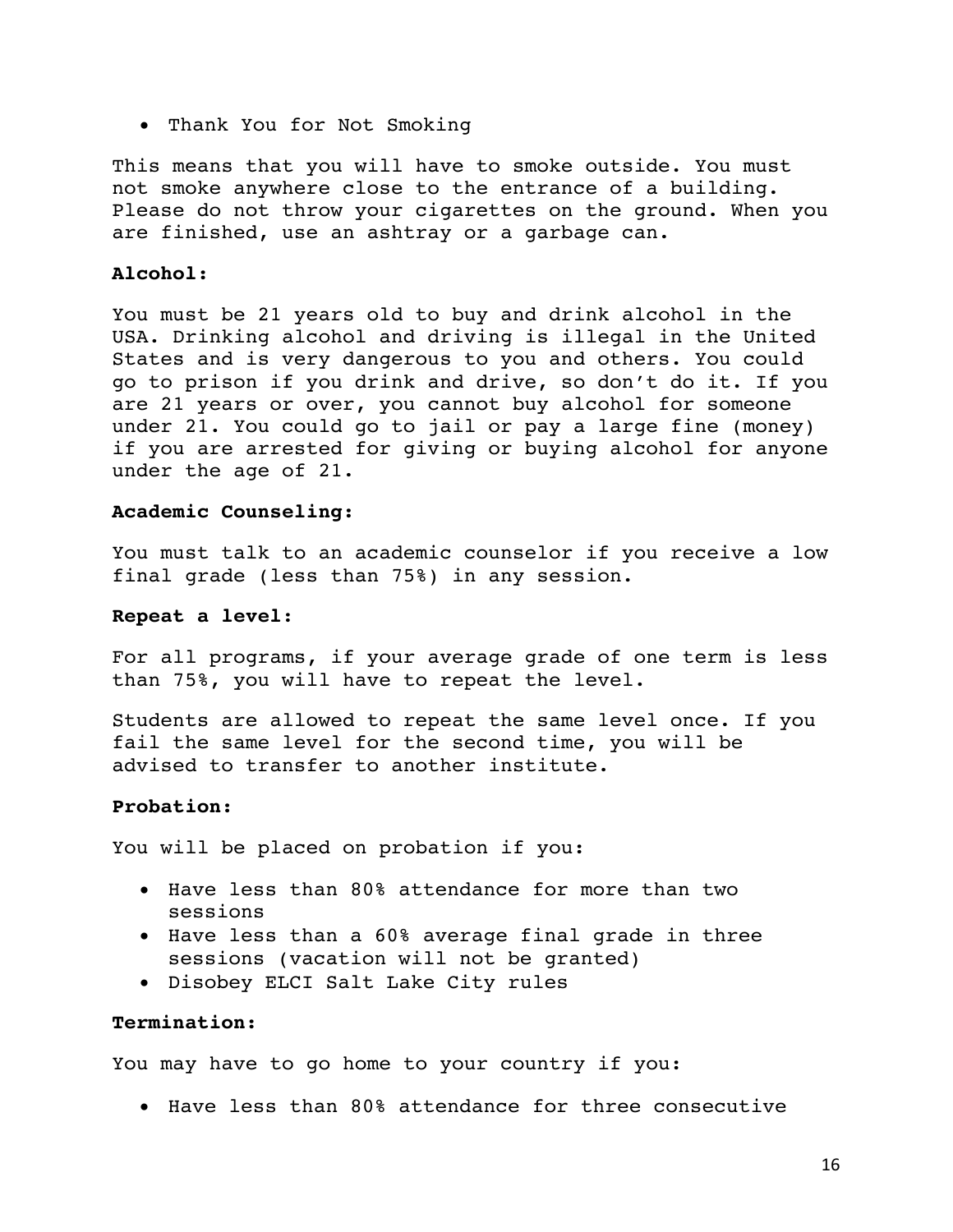- Thank You for Not Smoking

This means that you will have to smoke outside. You must not smoke anywhere close to the entrance of a building. Please do not throw your cigarettes on the ground. When you are finished, use an ashtray or a garbage can.

**Alcohol:**

You must be 21 years old to buy and drink alcohol in the USA. Drinking alcohol and driving is illegal in the United States and is very dangerous to you and others. You could go to prison if you drink and drive, so don't do it. If you are 21 years or over, you cannot buy alcohol for someone under 21. You could go to jail or pay a large fine (money) if you are arrested for giving or buying alcohol for anyone under the age of 21.

**Academic Counseling:**

You must talk to an academic counselor if you receive a low final grade (less than 75%) in any session.

**Repeat a level:**

For all programs, if your average grade of one term is less than 75%, you will have to repeat the level.

Students are allowed to repeat the same level once. If you fail the same level for the second time, you will be advised to transfer to another institute.

**Probation:**

You will be placed on probation if you:

- Have less than 80% attendance for more than two sessions
- Have less than a 60% average final grade in three sessions (vacation will not be granted)
- Disobey ELCI Salt Lake City rules

**Termination:**

You may have to go home to your country if you:

- Have less than 80% attendance for three consecutive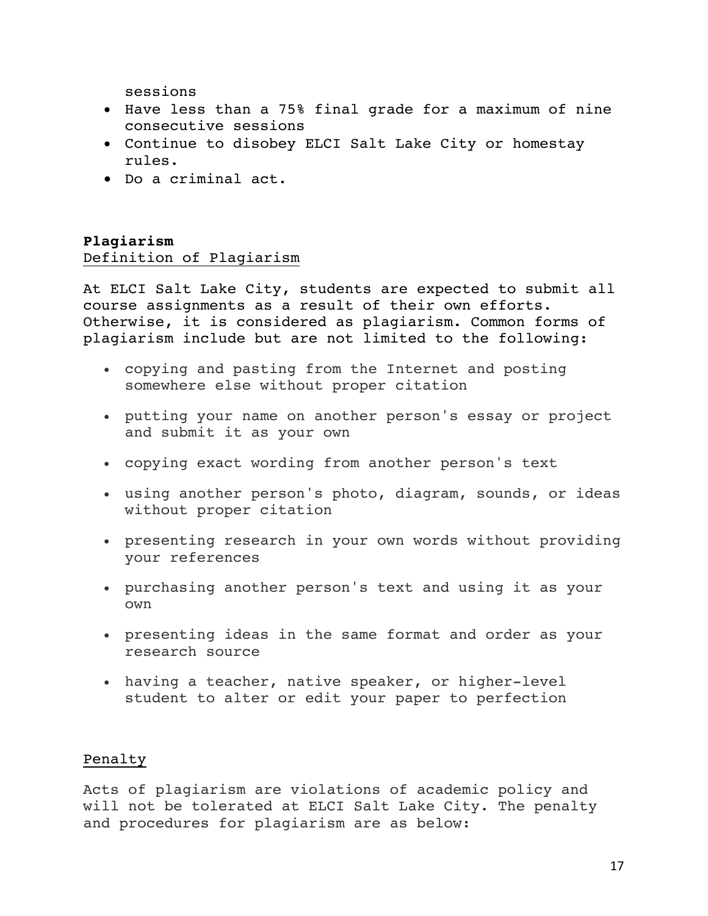sessions

- Have less than a 75% final grade for a maximum of nine consecutive sessions
- Continue to disobey ELCI Salt Lake City or homestay rules.
- Do a criminal act.

**Plagiarism**

Definition of Plagiarism

At ELCI Salt Lake City, students are expected to submit all course assignments as a result of their own efforts. Otherwise, it is considered as plagiarism. Common forms of plagiarism include but are not limited to the following:

- copying and pasting from the Internet and posting somewhere else without proper citation
- putting your name on another person's essay or project and submit it as your own
- copying exact wording from another person's text
- using another person's photo, diagram, sounds, or ideas without proper citation
- presenting research in your own words without providing your references
- purchasing another person's text and using it as your own
- presenting ideas in the same format and order as your research source
- having a teacher, native speaker, or higher-level student to alter or edit your paper to perfection

Penalty

Acts of plagiarism are violations of academic policy and will not be tolerated at ELCI Salt Lake City. The penalty and procedures for plagiarism are as below: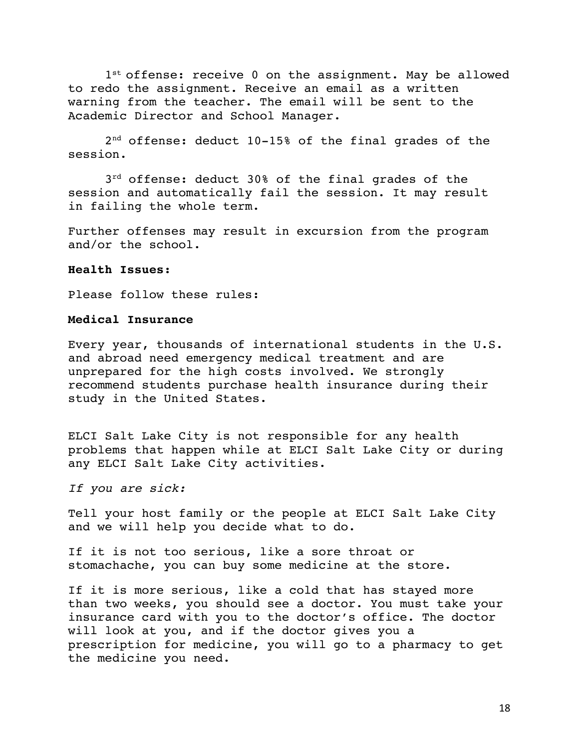1st offense: receive 0 on the assignment. May be allowed to redo the assignment. Receive an email as a written warning from the teacher. The email will be sent to the Academic Director and School Manager.

2nd offense: deduct 10-15% of the final grades of the session.

3rd offense: deduct 30% of the final grades of the session and automatically fail the session. It may result in failing the whole term.

Further offenses may result in excursion from the program and/or the school.

**Health Issues:**

Please follow these rules:

**Medical Insurance**

Every year, thousands of international students in the U.S. and abroad need emergency medical treatment and are unprepared for the high costs involved. We strongly recommend students purchase health insurance during their study in the United States.

ELCI Salt Lake City is not responsible for any health problems that happen while at ELCI Salt Lake City or during any ELCI Salt Lake City activities.

*If you are sick:*

Tell your host family or the people at ELCI Salt Lake City and we will help you decide what to do.

If it is not too serious, like a sore throat or stomachache, you can buy some medicine at the store.

If it is more serious, like a cold that has stayed more than two weeks, you should see a doctor. You must take your insurance card with you to the doctor's office. The doctor will look at you, and if the doctor gives you a prescription for medicine, you will go to a pharmacy to get the medicine you need.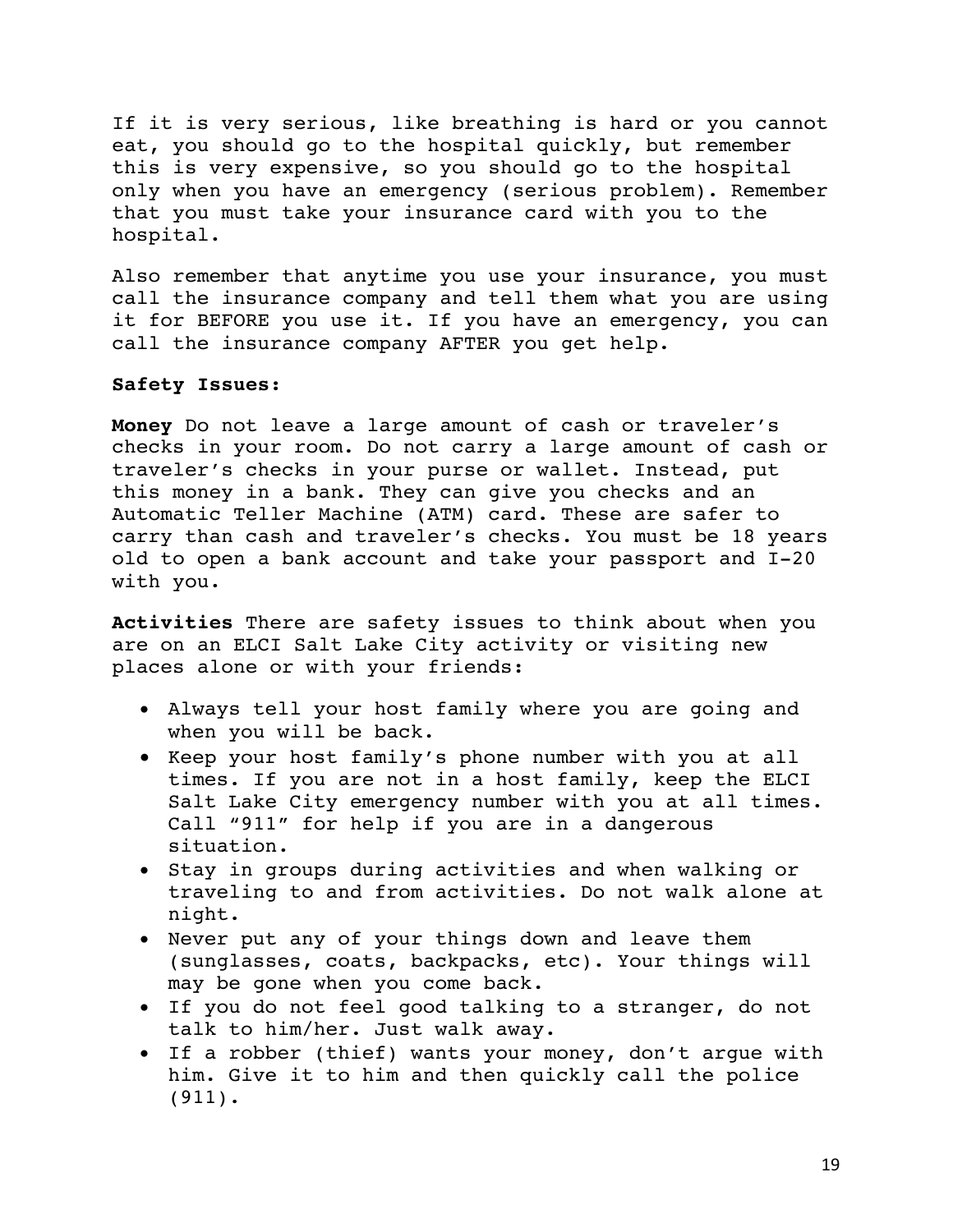If it is very serious, like breathing is hard or you cannot eat, you should go to the hospital quickly, but remember this is very expensive, so you should go to the hospital only when you have an emergency (serious problem). Remember that you must take your insurance card with you to the hospital.

Also remember that anytime you use your insurance, you must call the insurance company and tell them what you are using it for BEFORE you use it. If you have an emergency, you can call the insurance company AFTER you get help.

**Safety Issues:**

**Money** Do not leave a large amount of cash or traveler's checks in your room. Do not carry a large amount of cash or traveler's checks in your purse or wallet. Instead, put this money in a bank. They can give you checks and an Automatic Teller Machine (ATM) card. These are safer to carry than cash and traveler's checks. You must be 18 years old to open a bank account and take your passport and I-20 with you.

**Activities** There are safety issues to think about when you are on an ELCI Salt Lake City activity or visiting new places alone or with your friends:

- Always tell your host family where you are going and when you will be back.
- Keep your host family's phone number with you at all times. If you are not in a host family, keep the ELCI Salt Lake City emergency number with you at all times. Call "911" for help if you are in a dangerous situation.
- Stay in groups during activities and when walking or traveling to and from activities. Do not walk alone at night.
- Never put any of your things down and leave them (sunglasses, coats, backpacks, etc). Your things will may be gone when you come back.
- If you do not feel good talking to a stranger, do not talk to him/her. Just walk away.
- If a robber (thief) wants your money, don't argue with him. Give it to him and then quickly call the police (911).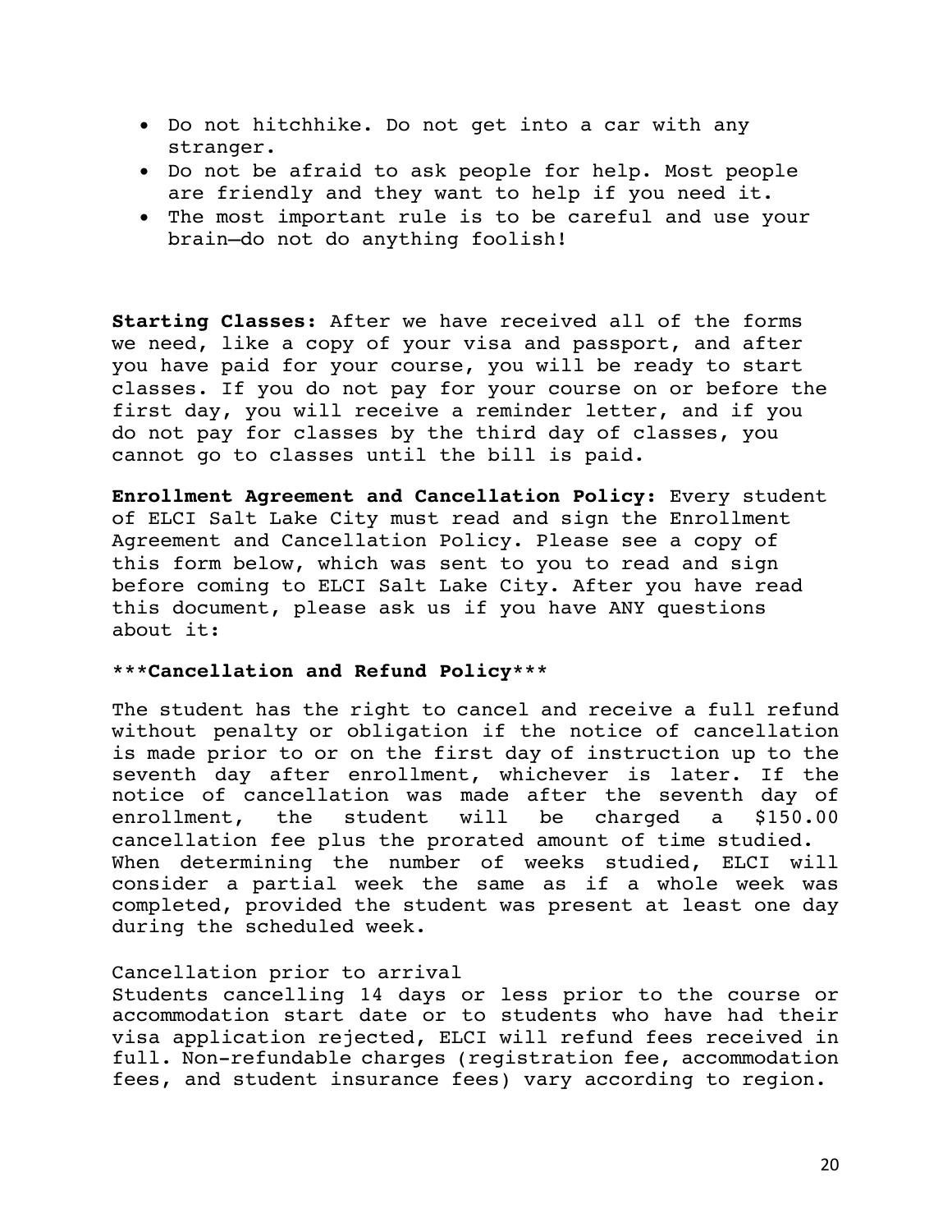- Do not hitchhike. Do not get into a car with any stranger.
- Do not be afraid to ask people for help. Most people are friendly and they want to help if you need it.
- The most important rule is to be careful and use your brain—do not do anything foolish!

**Starting Classes:** After we have received all of the forms we need, like a copy of your visa and passport, and after you have paid for your course, you will be ready to start classes. If you do not pay for your course on or before the first day, you will receive a reminder letter, and if you do not pay for classes by the third day of classes, you cannot go to classes until the bill is paid.

**Enrollment Agreement and Cancellation Policy:** Every student of ELCI Salt Lake City must read and sign the Enrollment Agreement and Cancellation Policy. Please see a copy of this form below, which was sent to you to read and sign before coming to ELCI Salt Lake City. After you have read this document, please ask us if you have ANY questions about it:

***Cancellation and Refund Policy***

The student has the right to cancel and receive a full refund without penalty or obligation if the notice of cancellation is made prior to or on the first day of instruction up to the seventh day after enrollment, whichever is later. If the notice of cancellation was made after the seventh day of enrollment, the student will be charged a $150.00 cancellation fee plus the prorated amount of time studied. When determining the number of weeks studied, ELCI will consider a partial week the same as if a whole week was completed, provided the student was present at least one day during the scheduled week.

Cancellation prior to arrival

Students cancelling 14 days or less prior to the course or accommodation start date or to students who have had their visa application rejected, ELCI will refund fees received in full. Non-refundable charges (registration fee, accommodation fees, and student insurance fees) vary according to region.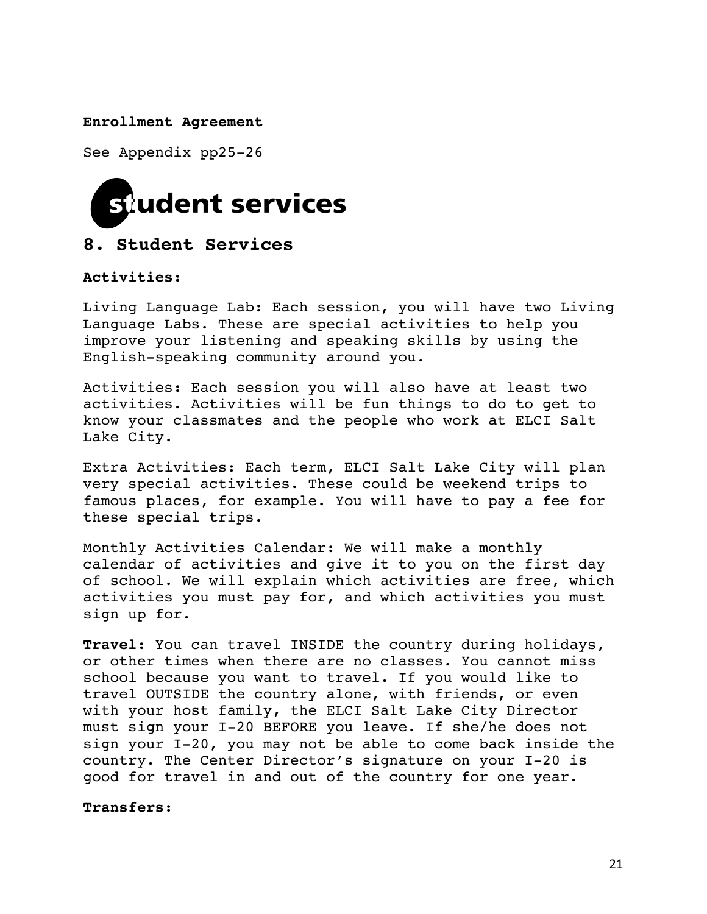**Enrollment Agreement**

See Appendix pp25-26

# student services

## 8. Student Services

**Activities:**

Living Language Lab: Each session, you will have two Living Language Labs. These are special activities to help you improve your listening and speaking skills by using the English-speaking community around you.

Activities: Each session you will also have at least two activities. Activities will be fun things to do to get to know your classmates and the people who work at ELCI Salt Lake City.

Extra Activities: Each term, ELCI Salt Lake City will plan very special activities. These could be weekend trips to famous places, for example. You will have to pay a fee for these special trips.

Monthly Activities Calendar: We will make a monthly calendar of activities and give it to you on the first day of school. We will explain which activities are free, which activities you must pay for, and which activities you must sign up for.

**Travel:** You can travel INSIDE the country during holidays, or other times when there are no classes. You cannot miss school because you want to travel. If you would like to travel OUTSIDE the country alone, with friends, or even with your host family, the ELCI Salt Lake City Director must sign your I-20 BEFORE you leave. If she/he does not sign your I-20, you may not be able to come back inside the country. The Center Director's signature on your I-20 is good for travel in and out of the country for one year.

**Transfers:**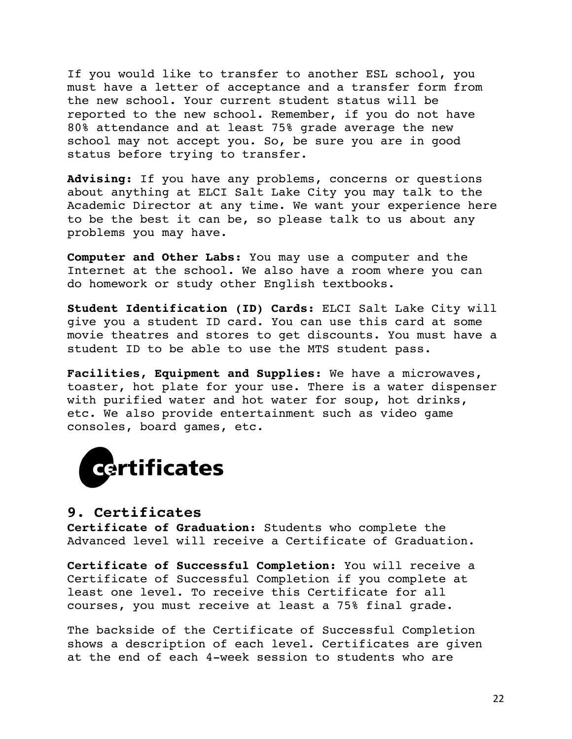If you would like to transfer to another ESL school, you must have a letter of acceptance and a transfer form from the new school. Your current student status will be reported to the new school. Remember, if you do not have 80% attendance and at least 75% grade average the new school may not accept you. So, be sure you are in good status before trying to transfer.

**Advising:** If you have any problems, concerns or questions about anything at ELCI Salt Lake City you may talk to the Academic Director at any time. We want your experience here to be the best it can be, so please talk to us about any problems you may have.

**Computer and Other Labs:** You may use a computer and the Internet at the school. We also have a room where you can do homework or study other English textbooks.

**Student Identification (ID) Cards:** ELCI Salt Lake City will give you a student ID card. You can use this card at some movie theatres and stores to get discounts. You must have a student ID to be able to use the MTS student pass.

**Facilities, Equipment and Supplies:** We have a microwaves, toaster, hot plate for your use. There is a water dispenser with purified water and hot water for soup, hot drinks, etc. We also provide entertainment such as video game consoles, board games, etc.

certificates

## 9. Certificates

**Certificate of Graduation:** Students who complete the Advanced level will receive a Certificate of Graduation.

**Certificate of Successful Completion:** You will receive a Certificate of Successful Completion if you complete at least one level. To receive this Certificate for all courses, you must receive at least a 75% final grade.

The backside of the Certificate of Successful Completion shows a description of each level. Certificates are given at the end of each 4-week session to students who are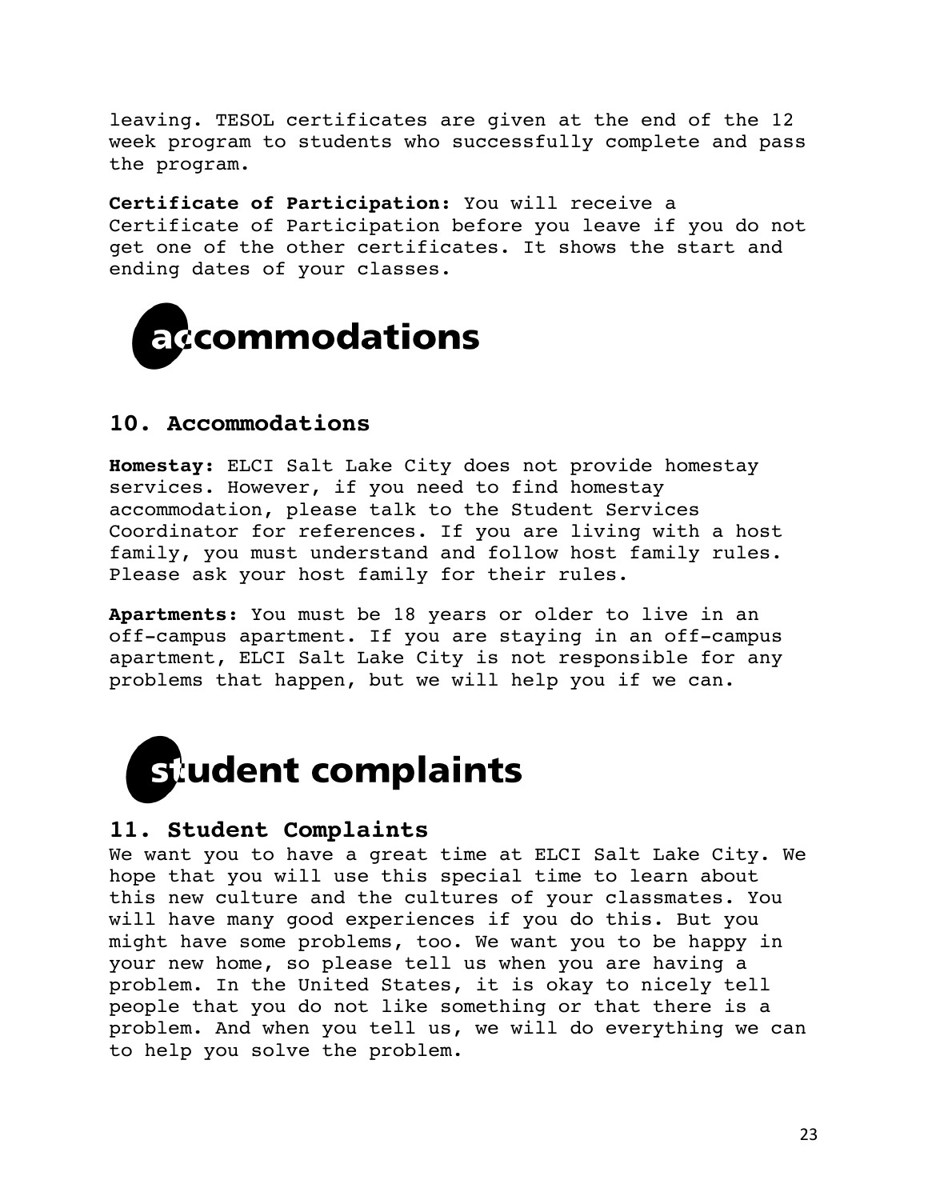leaving. TESOL certificates are given at the end of the 12 week program to students who successfully complete and pass the program.

**Certificate of Participation:** You will receive a Certificate of Participation before you leave if you do not get one of the other certificates. It shows the start and ending dates of your classes.

# accommodations

## 10. Accommodations

**Homestay:** ELCI Salt Lake City does not provide homestay services. However, if you need to find homestay accommodation, please talk to the Student Services Coordinator for references. If you are living with a host family, you must understand and follow host family rules. Please ask your host family for their rules.

**Apartments:** You must be 18 years or older to live in an off-campus apartment. If you are staying in an off-campus apartment, ELCI Salt Lake City is not responsible for any problems that happen, but we will help you if we can.

# student complaints

## 11. Student Complaints

We want you to have a great time at ELCI Salt Lake City. We hope that you will use this special time to learn about this new culture and the cultures of your classmates. You will have many good experiences if you do this. But you might have some problems, too. We want you to be happy in your new home, so please tell us when you are having a problem. In the United States, it is okay to nicely tell people that you do not like something or that there is a problem. And when you tell us, we will do everything we can to help you solve the problem.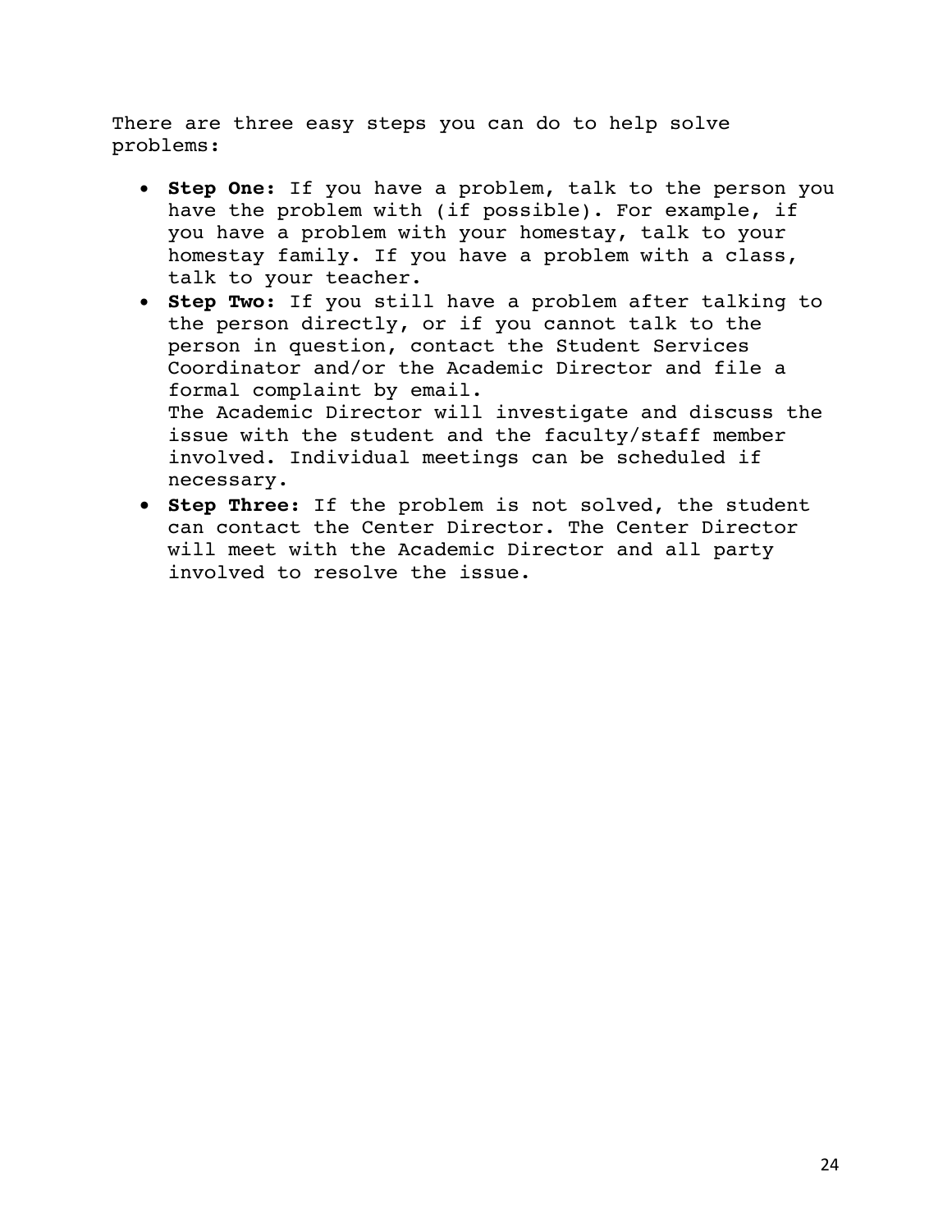There are three easy steps you can do to help solve problems:

- **Step One:** If you have a problem, talk to the person you have the problem with (if possible). For example, if you have a problem with your homestay, talk to your homestay family. If you have a problem with a class, talk to your teacher.
- **Step Two:** If you still have a problem after talking to the person directly, or if you cannot talk to the person in question, contact the Student Services Coordinator and/or the Academic Director and file a formal complaint by email.
  The Academic Director will investigate and discuss the issue with the student and the faculty/staff member involved. Individual meetings can be scheduled if necessary.
- **Step Three:** If the problem is not solved, the student can contact the Center Director. The Center Director will meet with the Academic Director and all party involved to resolve the issue.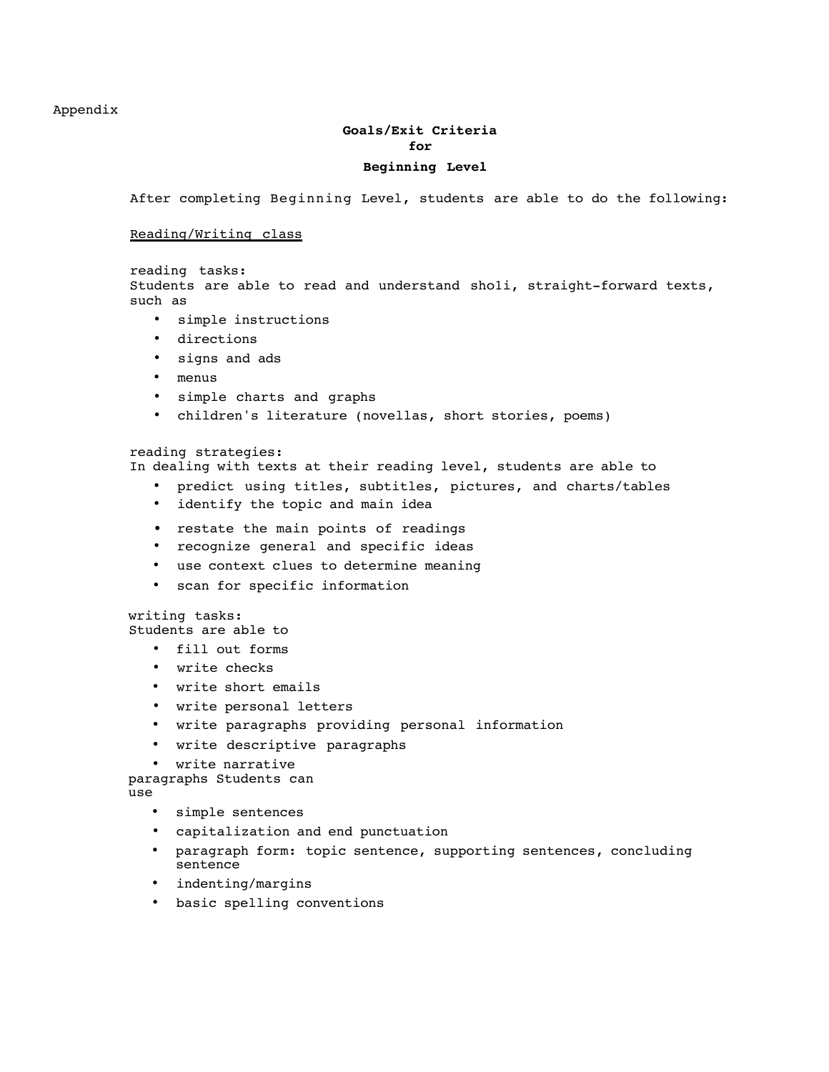Appendix

**Goals/Exit Criteria**
**for**
**Beginning Level**

After completing Beginning Level, students are able to do the following:

<u>Reading/Writing class</u>

reading tasks:
Students are able to read and understand sho1i, straight-forward texts, such as

- simple instructions
- directions
- signs and ads
- menus
- simple charts and graphs
- children's literature (novellas, short stories, poems)

reading strategies:
In dealing with texts at their reading level, students are able to

- predict using titles, subtitles, pictures, and charts/tables
- identify the topic and main idea
- restate the main points of readings
- recognize general and specific ideas
- use context clues to determine meaning
- scan for specific information

writing tasks:
Students are able to

- fill out forms
- write checks
- write short emails
- write personal letters
- write paragraphs providing personal information
- write descriptive paragraphs
- write narrative paragraphs

Students can use

- simple sentences
- capitalization and end punctuation
- paragraph form: topic sentence, supporting sentences, concluding sentence
- indenting/margins
- basic spelling conventions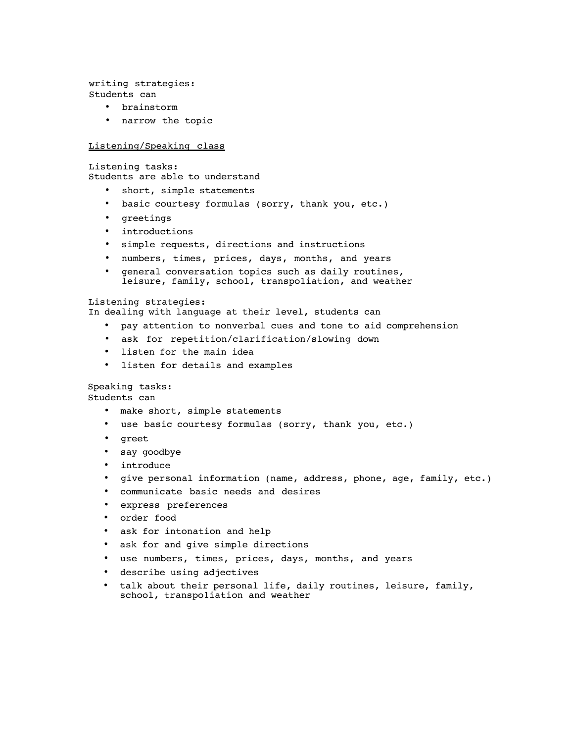writing strategies:
Students can

- brainstorm
- narrow the topic

<u>Listening/Speaking class</u>

Listening tasks:
Students are able to understand

- short, simple statements
- basic courtesy formulas (sorry, thank you, etc.)
- greetings
- introductions
- simple requests, directions and instructions
- numbers, times, prices, days, months, and years
- general conversation topics such as daily routines, leisure, family, school, transpo1iation, and weather

Listening strategies:
In dealing with language at their level, students can

- pay attention to nonverbal cues and tone to aid comprehension
- ask for repetition/clarification/slowing down
- listen for the main idea
- listen for details and examples

Speaking tasks:
Students can

- make short, simple statements
- use basic courtesy formulas (sorry, thank you, etc.)
- greet
- say goodbye
- introduce
- give personal information (name, address, phone, age, family, etc.)
- communicate basic needs and desires
- express preferences
- order food
- ask for intonation and help
- ask for and give simple directions
- use numbers, times, prices, days, months, and years
- describe using adjectives
- talk about their personal life, daily routines, leisure, family, school, transpo1iation and weather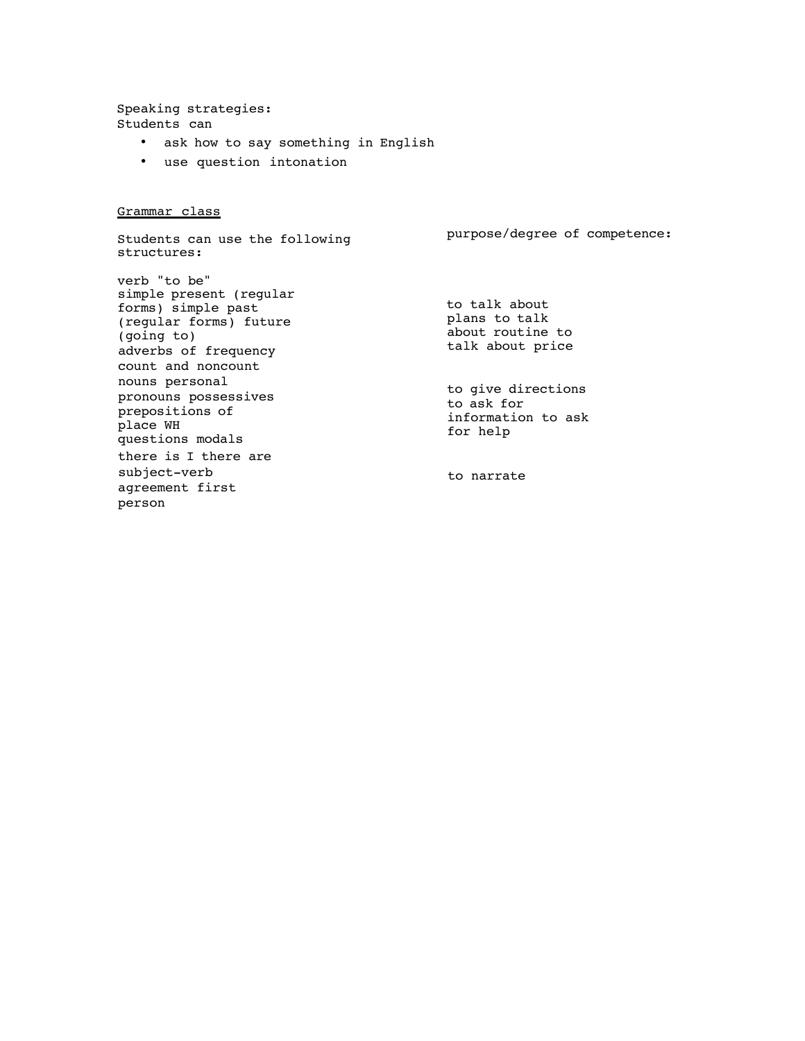Speaking strategies:
Students can

- ask how to say something in English
- use question intonation

<u>Grammar class</u>

| Students can use the following structures: | purpose/degree of competence: |
|---|---|
| verb "to be" simple present (regular forms) simple past (regular forms) future (going to) adverbs of frequency | to talk about plans to talk about routine to talk about price |
| count and noncount nouns personal pronouns possessives prepositions of place WH questions modals | to give directions to ask for information to ask for help |
| there is I there are subject-verb agreement first person | to narrate |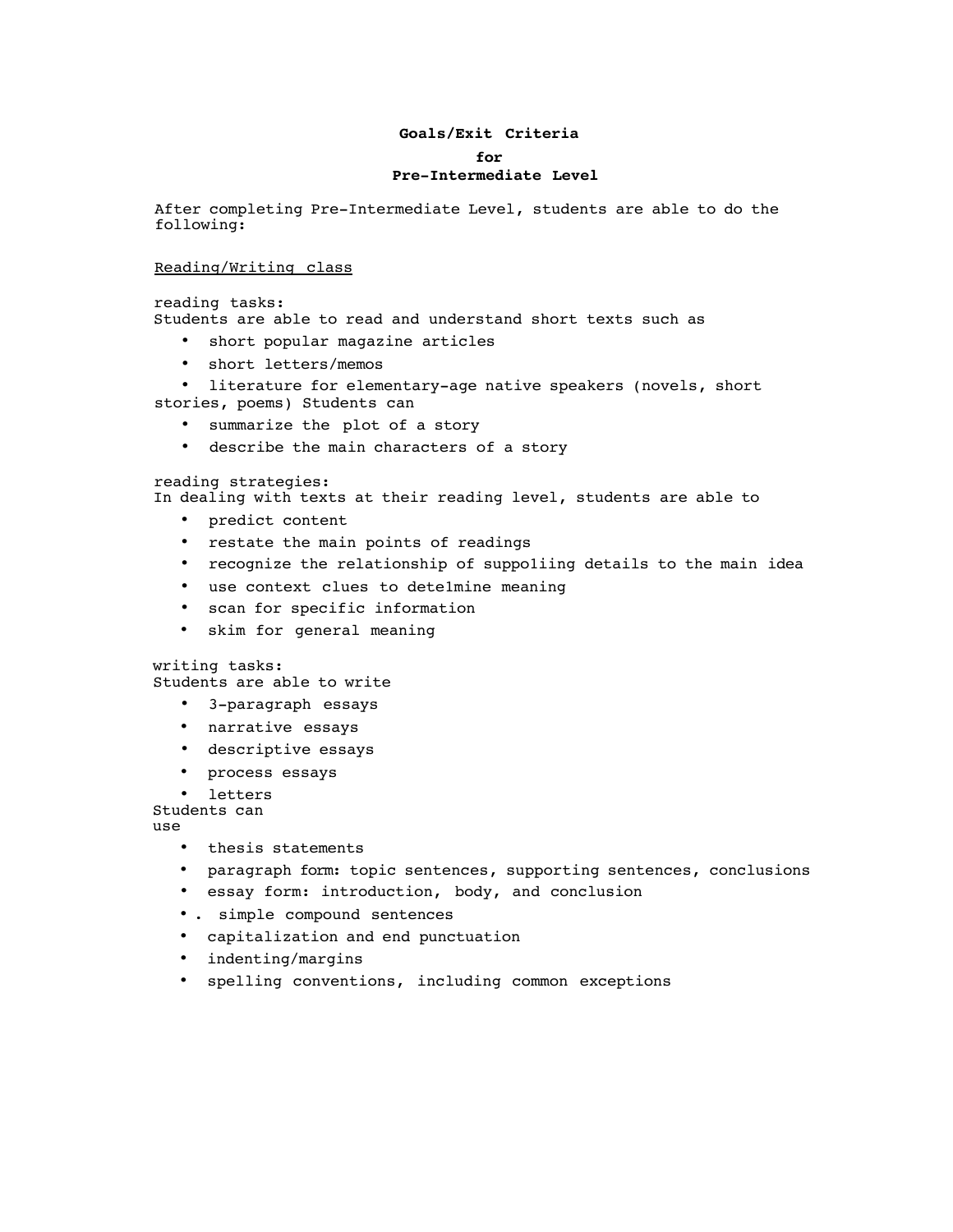**Goals/Exit Criteria**

**for**

**Pre-Intermediate Level**

After completing Pre-Intermediate Level, students are able to do the following:

<u>Reading/Writing class</u>

reading tasks:
Students are able to read and understand short texts such as

- short popular magazine articles
- short letters/memos
- literature for elementary-age native speakers (novels, short stories, poems)

Students can

- summarize the plot of a story
- describe the main characters of a story

reading strategies:
In dealing with texts at their reading level, students are able to

- predict content
- restate the main points of readings
- recognize the relationship of suppo1iing details to the main idea
- use context clues to dete1mine meaning
- scan for specific information
- skim for general meaning

writing tasks:
Students are able to write

- 3-paragraph essays
- narrative essays
- descriptive essays
- process essays
- letters

Students can use

- thesis statements
- paragraph form: topic sentences, supporting sentences, conclusions
- essay form: introduction, body, and conclusion
- . simple compound sentences
- capitalization and end punctuation
- indenting/margins
- spelling conventions, including common exceptions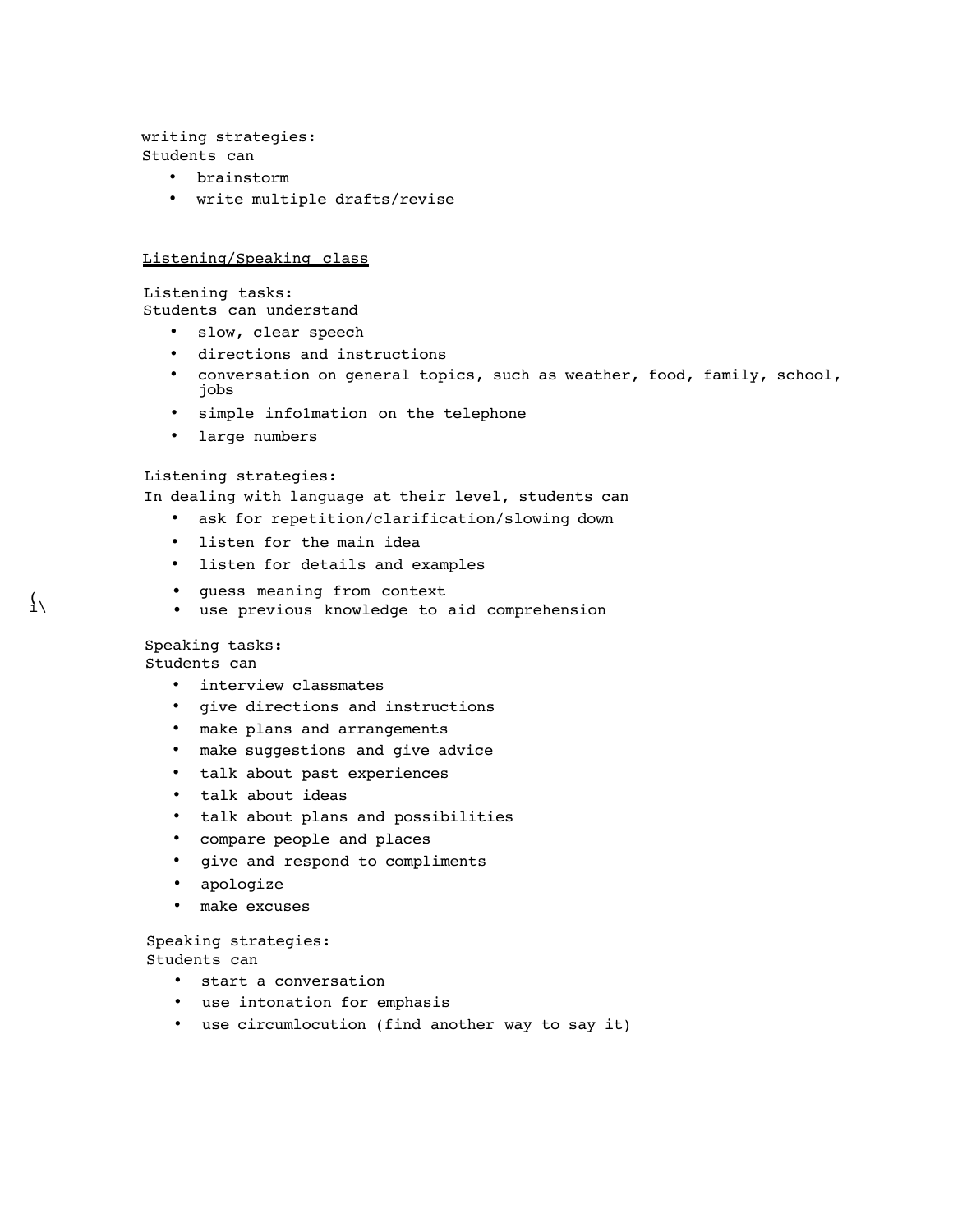writing strategies:
Students can

- brainstorm
- write multiple drafts/revise

Listening/Speaking class

Listening tasks:
Students can understand

- slow, clear speech
- directions and instructions
- conversation on general topics, such as weather, food, family, school, jobs
- simple info1mation on the telephone
- large numbers

Listening strategies:
In dealing with language at their level, students can

- ask for repetition/clarification/slowing down
- listen for the main idea
- listen for details and examples
- guess meaning from context
- use previous knowledge to aid comprehension

Speaking tasks:
Students can

- interview classmates
- give directions and instructions
- make plans and arrangements
- make suggestions and give advice
- talk about past experiences
- talk about ideas
- talk about plans and possibilities
- compare people and places
- give and respond to compliments
- apologize
- make excuses

Speaking strategies:
Students can

- start a conversation
- use intonation for emphasis
- use circumlocution (find another way to say it)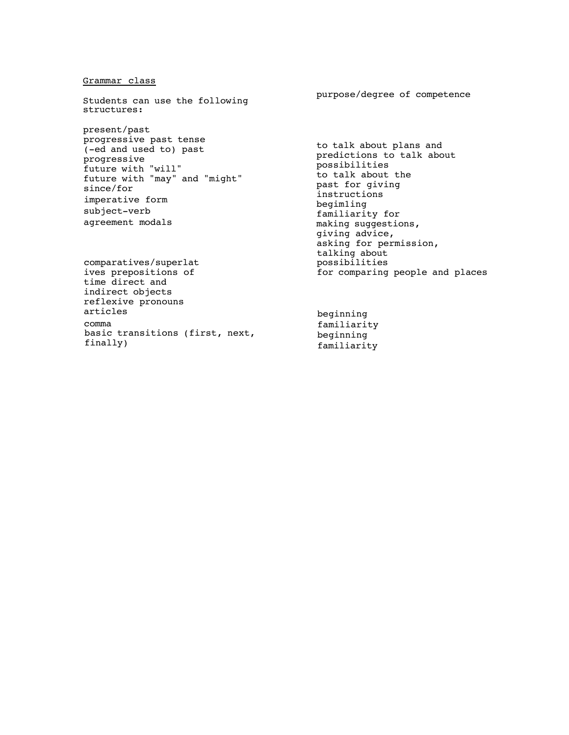Grammar class

Students can use the following structures:

| Structure | purpose/degree of competence |
|---|---|
| present/past progressive past tense (-ed and used to) past progressive future with "will" future with "may" and "might" since/for imperative form subject-verb agreement modals | to talk about plans and predictions to talk about possibilities to talk about the past for giving instructions begim1ing familiarity for making suggestions, giving advice, asking for permission, talking about possibilities |
| comparatives/superlatives prepositions of time direct and indirect objects reflexive pronouns | for comparing people and places |
| articles comma basic transitions (first, next, finally) | beginning familiarity beginning familiarity |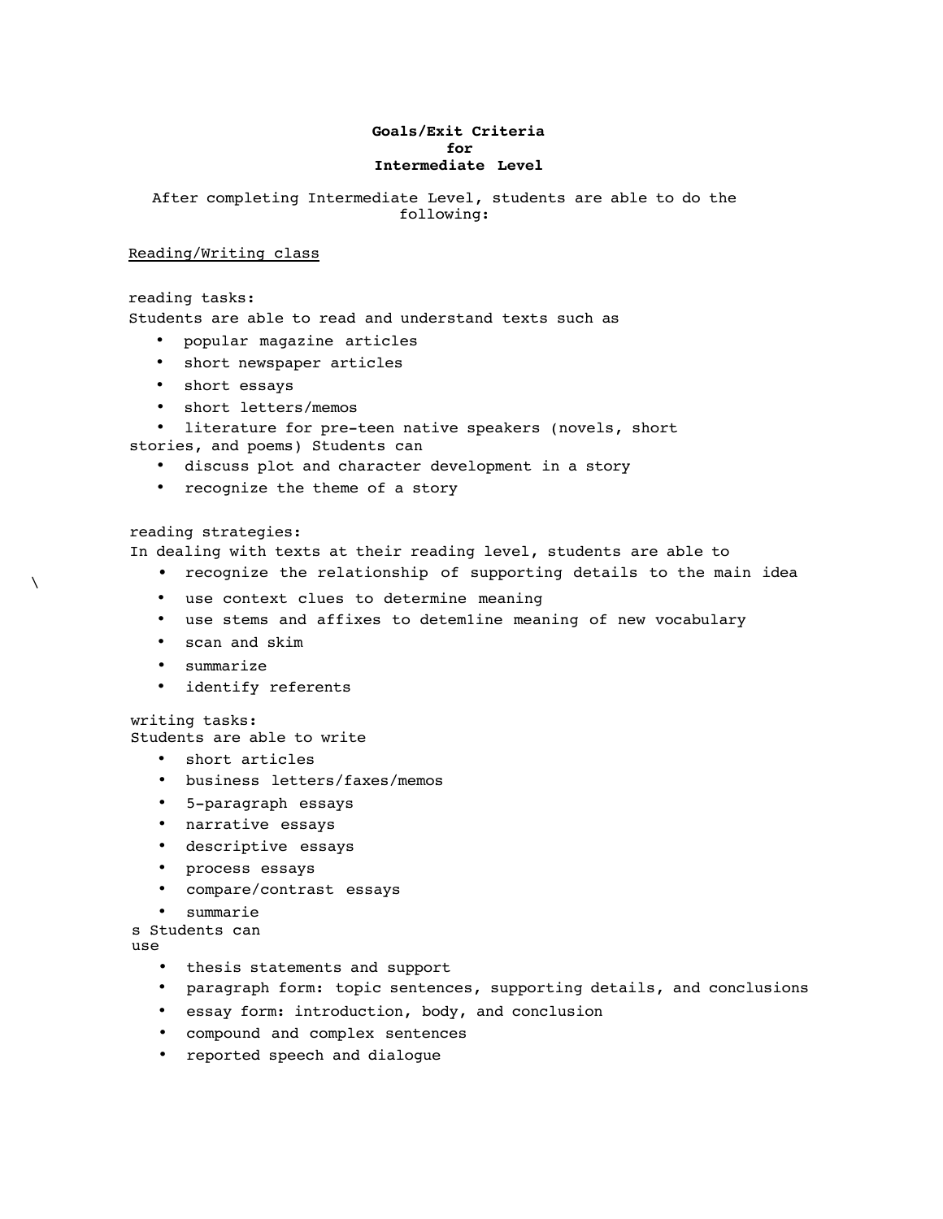**Goals/Exit Criteria**
**for**
**Intermediate Level**

After completing Intermediate Level, students are able to do the following:

Reading/Writing class

reading tasks:
Students are able to read and understand texts such as

- popular magazine articles
- short newspaper articles
- short essays
- short letters/memos
- literature for pre-teen native speakers (novels, short stories, and poems) Students can
- discuss plot and character development in a story
- recognize the theme of a story

reading strategies:
In dealing with texts at their reading level, students are able to

- recognize the relationship of supporting details to the main idea
- use context clues to determine meaning
- use stems and affixes to detem1ine meaning of new vocabulary
- scan and skim
- summarize
- identify referents

writing tasks:
Students are able to write

- short articles
- business letters/faxes/memos
- 5-paragraph essays
- narrative essays
- descriptive essays
- process essays
- compare/contrast essays
- summaries

Students can use

- thesis statements and support
- paragraph form: topic sentences, supporting details, and conclusions
- essay form: introduction, body, and conclusion
- compound and complex sentences
- reported speech and dialogue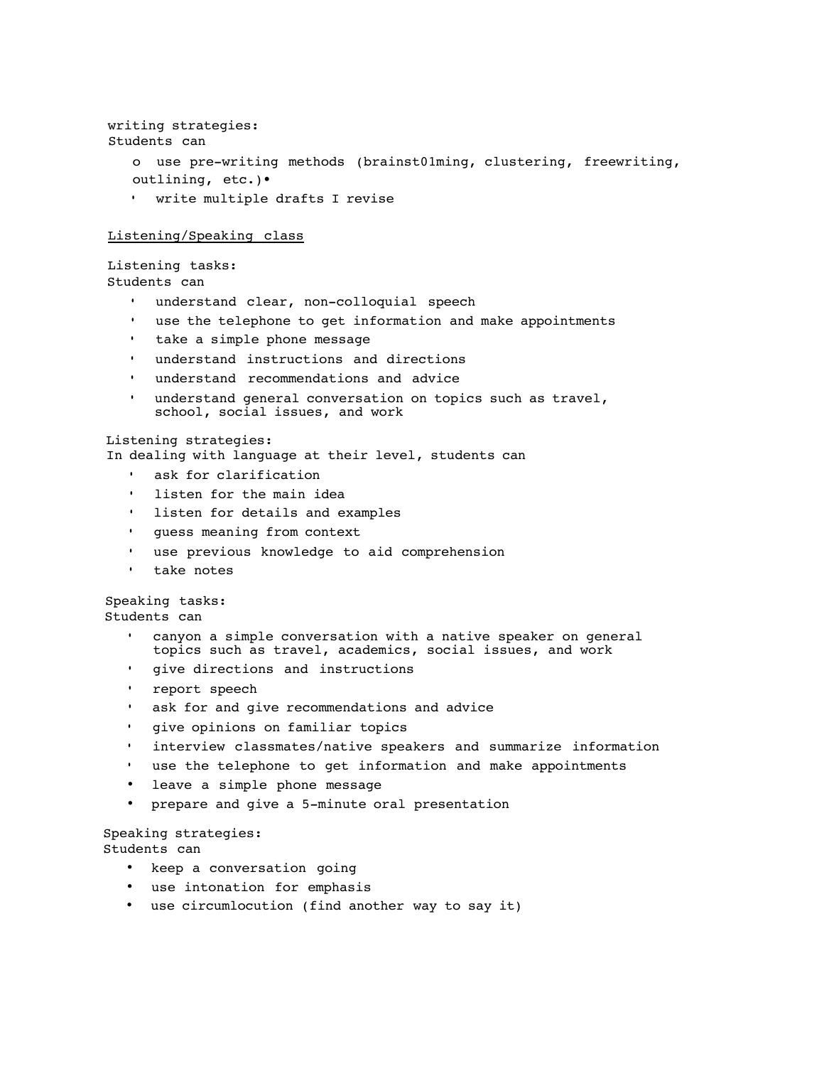writing strategies:
Students can

- use pre-writing methods (brainst01ming, clustering, freewriting, outlining, etc.)•
- write multiple drafts I revise

<u>Listening/Speaking class</u>

Listening tasks:
Students can

- understand clear, non-colloquial speech
- use the telephone to get information and make appointments
- take a simple phone message
- understand instructions and directions
- understand recommendations and advice
- understand general conversation on topics such as travel, school, social issues, and work

Listening strategies:
In dealing with language at their level, students can

- ask for clarification
- listen for the main idea
- listen for details and examples
- guess meaning from context
- use previous knowledge to aid comprehension
- take notes

Speaking tasks:
Students can

- canyon a simple conversation with a native speaker on general topics such as travel, academics, social issues, and work
- give directions and instructions
- report speech
- ask for and give recommendations and advice
- give opinions on familiar topics
- interview classmates/native speakers and summarize information
- use the telephone to get information and make appointments
- leave a simple phone message
- prepare and give a 5-minute oral presentation

Speaking strategies:
Students can

- keep a conversation going
- use intonation for emphasis
- use circumlocution (find another way to say it)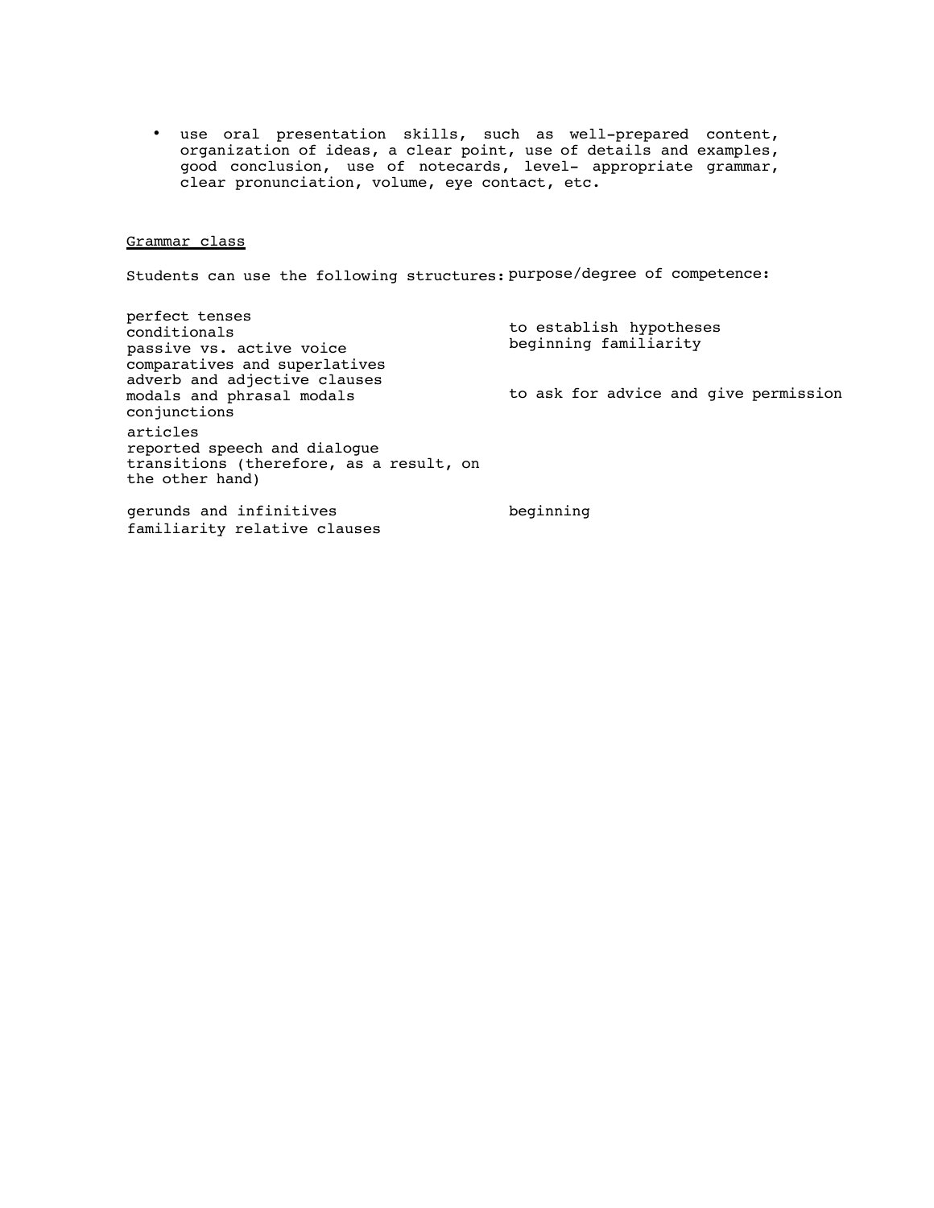- use oral presentation skills, such as well-prepared content, organization of ideas, a clear point, use of details and examples, good conclusion, use of notecards, level- appropriate grammar, clear pronunciation, volume, eye contact, etc.

<u>Grammar class</u>

| Students can use the following structures: | purpose/degree of competence: |
| --- | --- |
| perfect tenses | |
| conditionals | to establish hypotheses |
| passive vs. active voice | beginning familiarity |
| comparatives and superlatives | |
| adverb and adjective clauses | |
| modals and phrasal modals | to ask for advice and give permission |
| conjunctions | |
| articles | |
| reported speech and dialogue | |
| transitions (therefore, as a result, on the other hand) | |
| gerunds and infinitives | beginning |
| familiarity relative clauses | |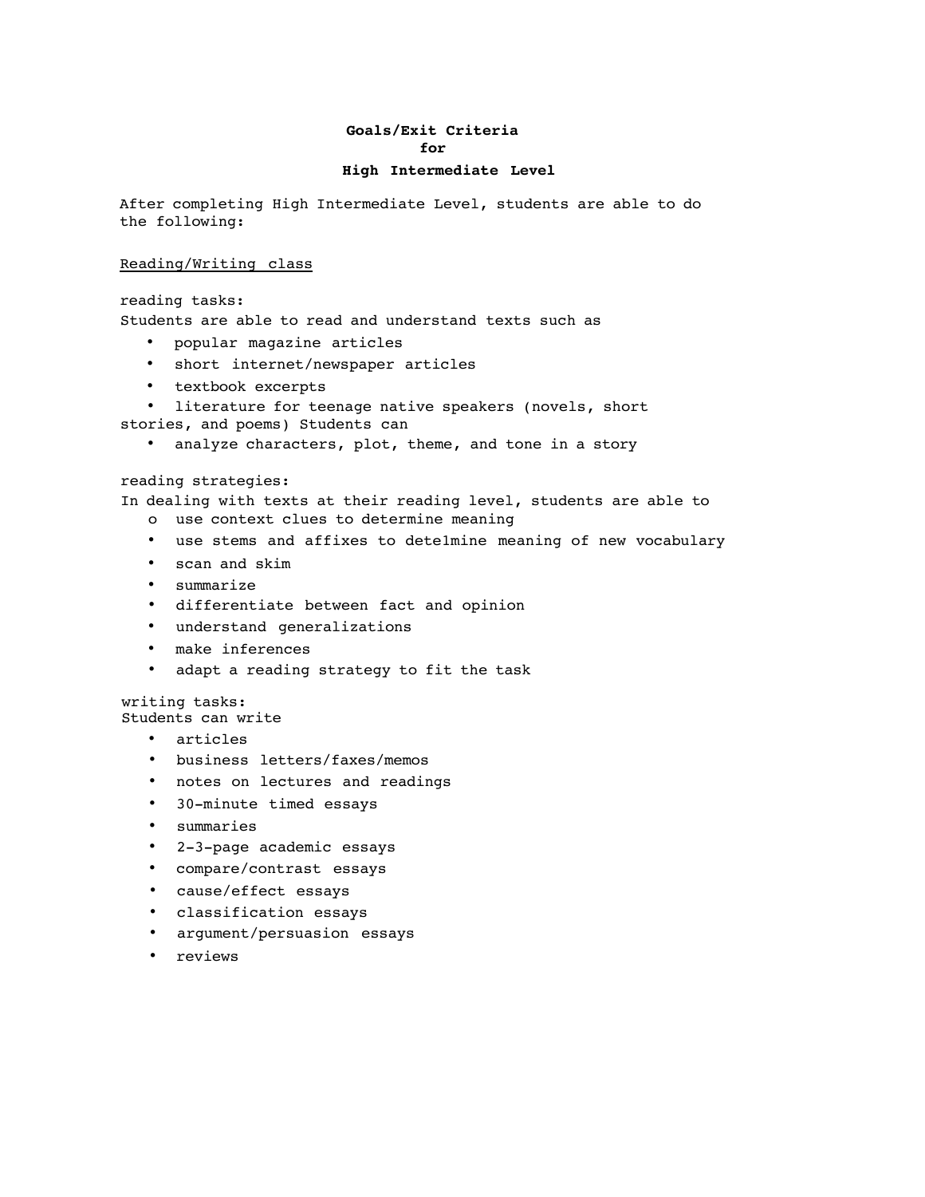**Goals/Exit Criteria**
**for**
**High Intermediate Level**

After completing High Intermediate Level, students are able to do the following:

<u>Reading/Writing class</u>

reading tasks:
Students are able to read and understand texts such as

- popular magazine articles
- short internet/newspaper articles
- textbook excerpts
- literature for teenage native speakers (novels, short stories, and poems) Students can
- analyze characters, plot, theme, and tone in a story

reading strategies:
In dealing with texts at their reading level, students are able to

- use context clues to determine meaning
- use stems and affixes to dete1mine meaning of new vocabulary
- scan and skim
- summarize
- differentiate between fact and opinion
- understand generalizations
- make inferences
- adapt a reading strategy to fit the task

writing tasks:
Students can write

- articles
- business letters/faxes/memos
- notes on lectures and readings
- 30-minute timed essays
- summaries
- 2-3-page academic essays
- compare/contrast essays
- cause/effect essays
- classification essays
- argument/persuasion essays
- reviews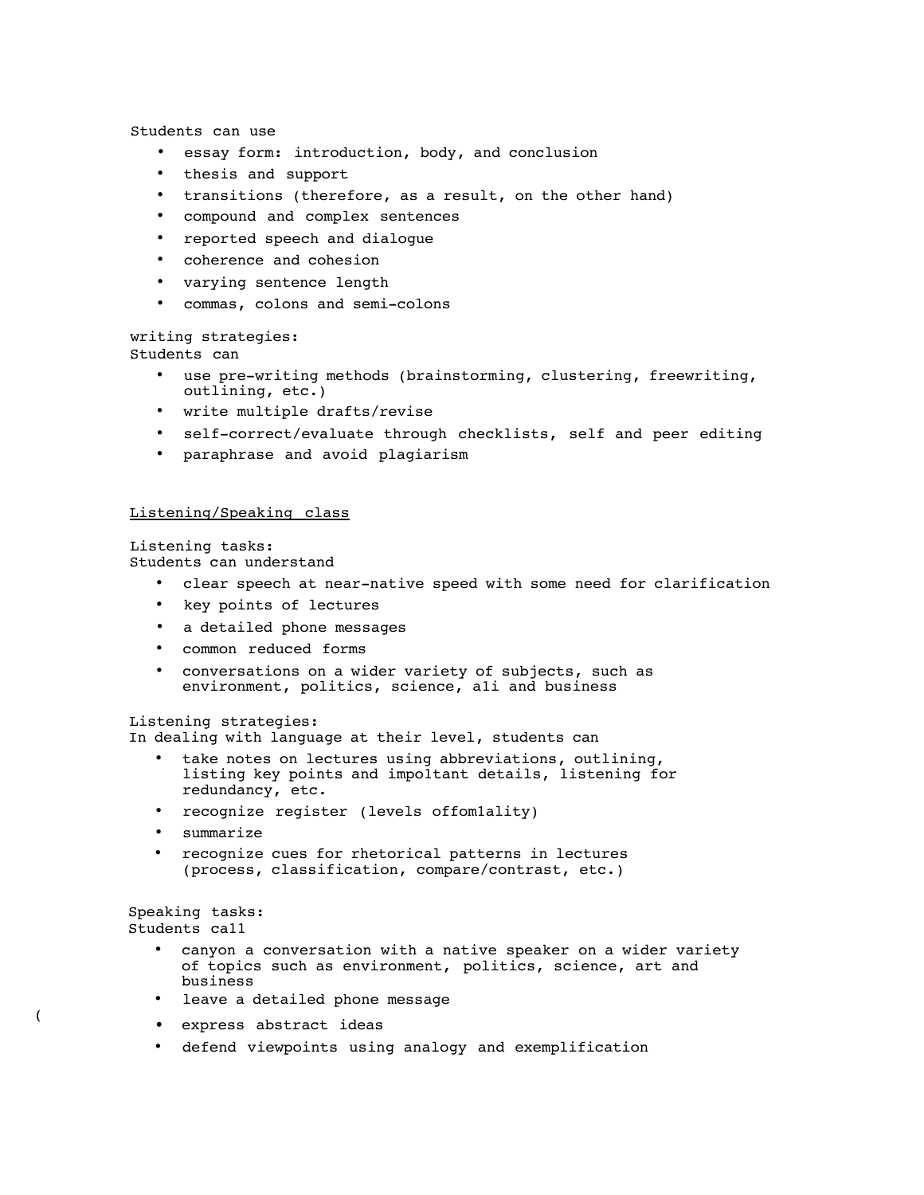Students can use

- essay form: introduction, body, and conclusion
- thesis and support
- transitions (therefore, as a result, on the other hand)
- compound and complex sentences
- reported speech and dialogue
- coherence and cohesion
- varying sentence length
- commas, colons and semi-colons

writing strategies:
Students can

- use pre-writing methods (brainstorming, clustering, freewriting, outlining, etc.)
- write multiple drafts/revise
- self-correct/evaluate through checklists, self and peer editing
- paraphrase and avoid plagiarism

Listening/Speaking class

Listening tasks:
Students can understand

- clear speech at near-native speed with some need for clarification
- key points of lectures
- a detailed phone messages
- common reduced forms
- conversations on a wider variety of subjects, such as environment, politics, science, a1i and business

Listening strategies:
In dealing with language at their level, students can

- take notes on lectures using abbreviations, outlining, listing key points and impo1tant details, listening for redundancy, etc.
- recognize register (levels offom1ality)
- summarize
- recognize cues for rhetorical patterns in lectures (process, classification, compare/contrast, etc.)

Speaking tasks:
Students ca11

- canyon a conversation with a native speaker on a wider variety of topics such as environment, politics, science, art and business
- leave a detailed phone message
- express abstract ideas
- defend viewpoints using analogy and exemplification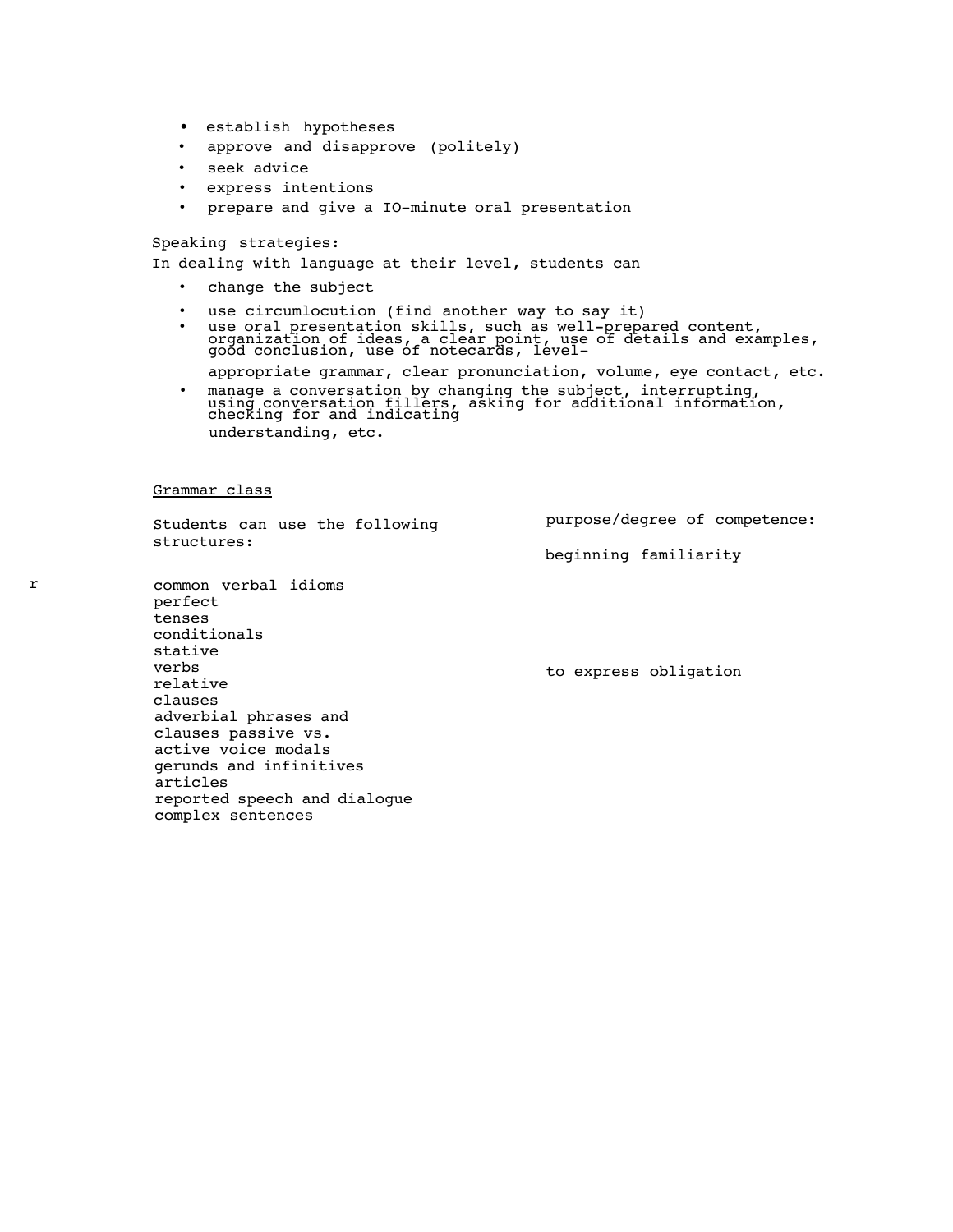- establish hypotheses
- approve and disapprove (politely)
- seek advice
- express intentions
- prepare and give a IO-minute oral presentation

Speaking strategies:
In dealing with language at their level, students can

- change the subject
- use circumlocution (find another way to say it)
- use oral presentation skills, such as well-prepared content, organization of ideas, a clear point, use of details and examples, good conclusion, use of notecards, level-appropriate grammar, clear pronunciation, volume, eye contact, etc.
- manage a conversation by changing the subject, interrupting, using conversation fillers, asking for additional information, checking for and indicating understanding, etc.

<u>Grammar class</u>

| Students can use the following structures: | purpose/degree of competence: |
|---|---|
| | beginning familiarity |
| common verbal idioms | |
| perfect tenses | |
| conditionals | |
| stative verbs | to express obligation |
| relative clauses | |
| adverbial phrases and clauses passive vs. active voice modals | |
| gerunds and infinitives | |
| articles | |
| reported speech and dialogue | |
| complex sentences | |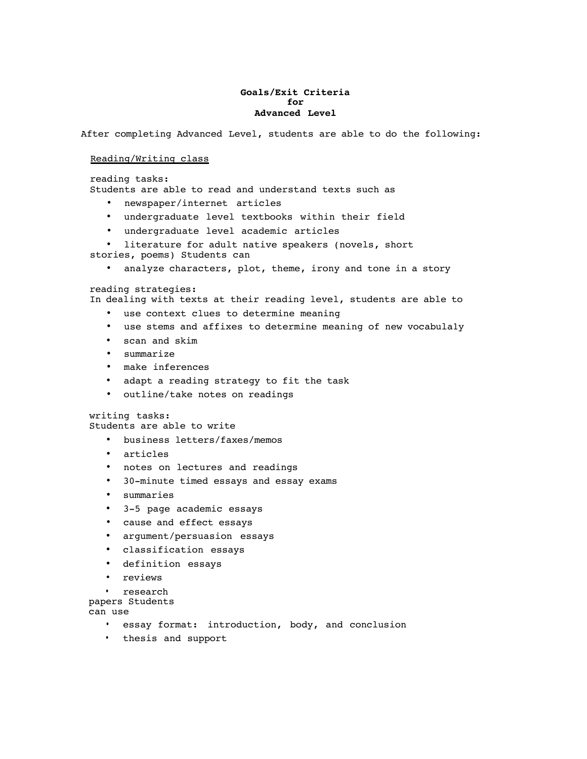**Goals/Exit Criteria**
**for**
**Advanced Level**

After completing Advanced Level, students are able to do the following:

Reading/Writing class

reading tasks:
Students are able to read and understand texts such as

- newspaper/internet articles
- undergraduate level textbooks within their field
- undergraduate level academic articles
- literature for adult native speakers (novels, short stories, poems)

Students can

- analyze characters, plot, theme, irony and tone in a story

reading strategies:
In dealing with texts at their reading level, students are able to

- use context clues to determine meaning
- use stems and affixes to determine meaning of new vocabula1y
- scan and skim
- summarize
- make inferences
- adapt a reading strategy to fit the task
- outline/take notes on readings

writing tasks:
Students are able to write

- business letters/faxes/memos
- articles
- notes on lectures and readings
- 30-minute timed essays and essay exams
- summaries
- 3-5 page academic essays
- cause and effect essays
- argument/persuasion essays
- classification essays
- definition essays
- reviews
- research papers

Students can use

- essay format: introduction, body, and conclusion
- thesis and support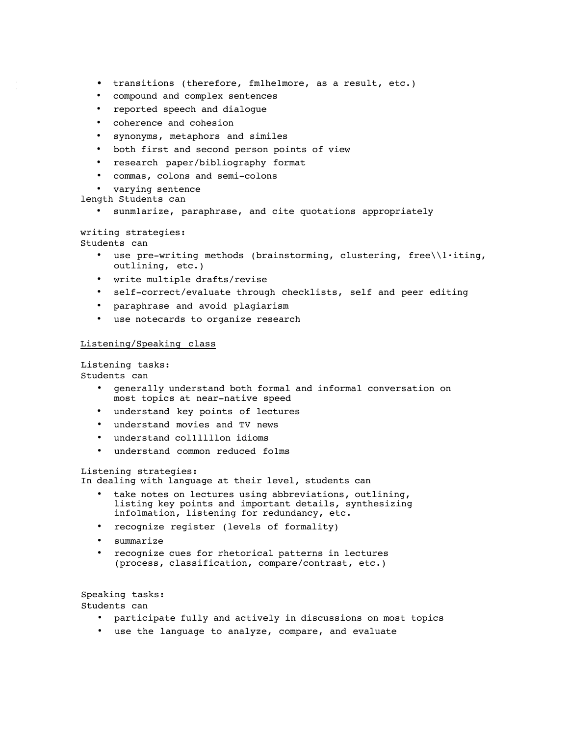- transitions (therefore, fm1he1more, as a result, etc.)
- compound and complex sentences
- reported speech and dialogue
- coherence and cohesion
- synonyms, metaphors and similes
- both first and second person points of view
- research paper/bibliography format
- commas, colons and semi-colons
- varying sentence

length Students can

- sunm1arize, paraphrase, and cite quotations appropriately

writing strategies:
Students can

- use pre-writing methods (brainstorming, clustering, free\\1·iting, outlining, etc.)
- write multiple drafts/revise
- self-correct/evaluate through checklists, self and peer editing
- paraphrase and avoid plagiarism
- use notecards to organize research

<u>Listening/Speaking class</u>

Listening tasks:
Students can

- generally understand both formal and informal conversation on most topics at near-native speed
- understand key points of lectures
- understand movies and TV news
- understand col1l1l1lon idioms
- understand common reduced fo1ms

Listening strategies:
In dealing with language at their level, students can

- take notes on lectures using abbreviations, outlining, listing key points and important details, synthesizing info1mation, listening for redundancy, etc.
- recognize register (levels of formality)
- summarize
- recognize cues for rhetorical patterns in lectures (process, classification, compare/contrast, etc.)

Speaking tasks:
Students can

- participate fully and actively in discussions on most topics
- use the language to analyze, compare, and evaluate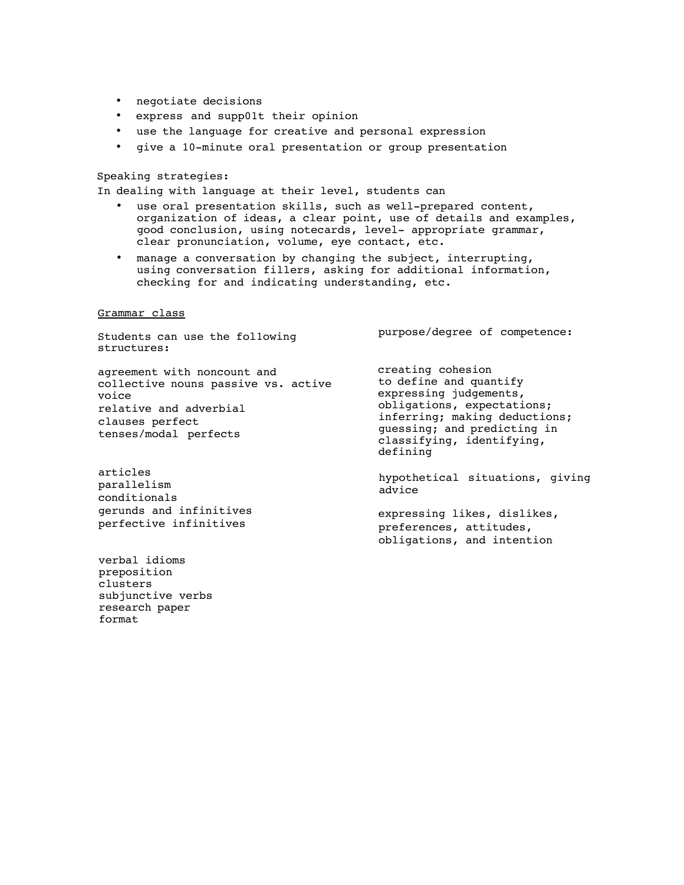- negotiate decisions
- express and supp01t their opinion
- use the language for creative and personal expression
- give a 10-minute oral presentation or group presentation

Speaking strategies:
In dealing with language at their level, students can

- use oral presentation skills, such as well-prepared content, organization of ideas, a clear point, use of details and examples, good conclusion, using notecards, level- appropriate grammar, clear pronunciation, volume, eye contact, etc.
- manage a conversation by changing the subject, interrupting, using conversation fillers, asking for additional information, checking for and indicating understanding, etc.

Grammar class

| Students can use the fol1owing structures: | purpose/degree of competence: |
|---|---|
| agreement with noncount and collective nouns passive vs. active voice relative and adverbial clauses perfect tenses/modal perfects | creating cohesion to define and quantify expressing judgements, obligations, expectations; inferring; making deductions; guessing; and predicting in classifying, identifying, defining |
| articles parallelism conditionals gerunds and infinitives perfective infinitives | hypothetical situations, giving advice<br><br>expressing likes, dislikes, preferences, attitudes, obligations, and intention |
| verbal idioms preposition clusters subjunctive verbs research paper format | |